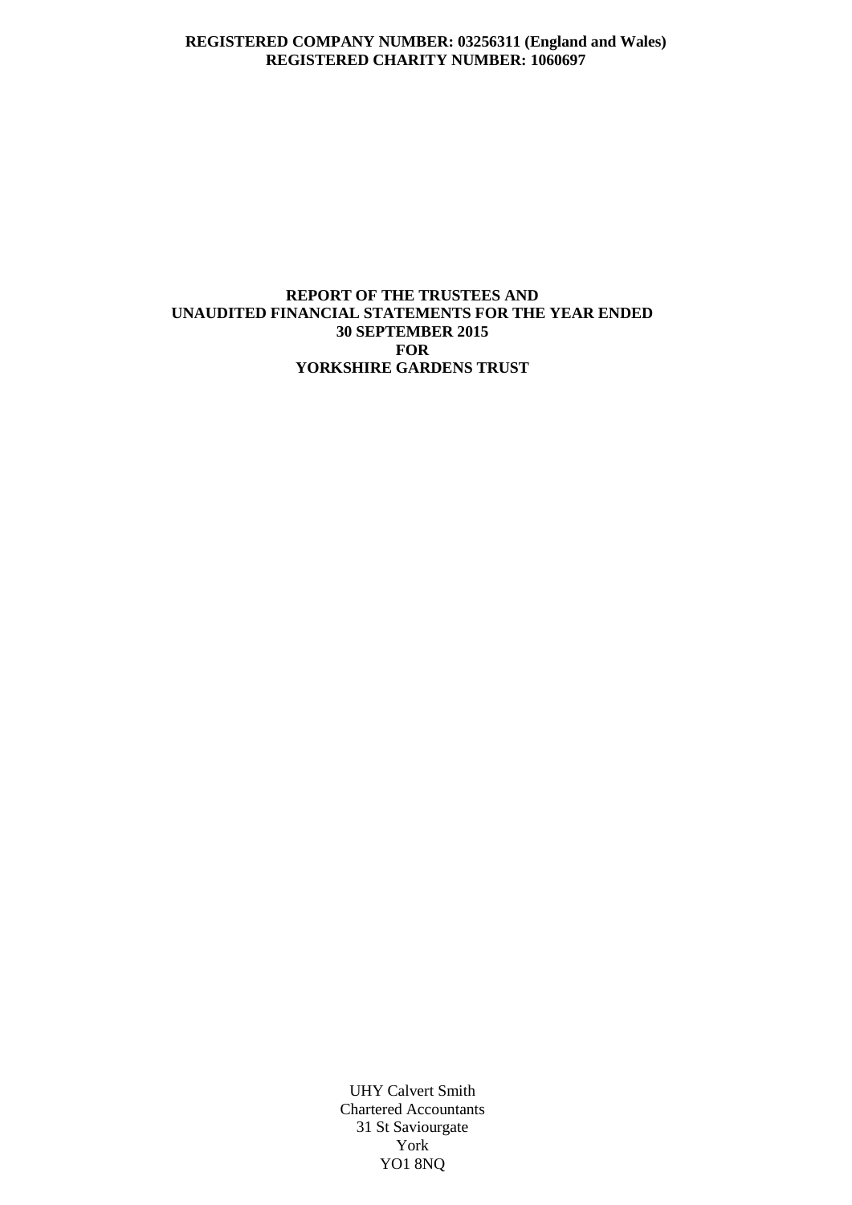**REGISTERED COMPANY NUMBER: 03256311 (England and Wales)**
**REGISTERED CHARITY NUMBER: 1060697**

# REPORT OF THE TRUSTEES AND UNAUDITED FINANCIAL STATEMENTS FOR THE YEAR ENDED 30 SEPTEMBER 2015 FOR YORKSHIRE GARDENS TRUST

UHY Calvert Smith
Chartered Accountants
31 St Saviourgate
York
YO1 8NQ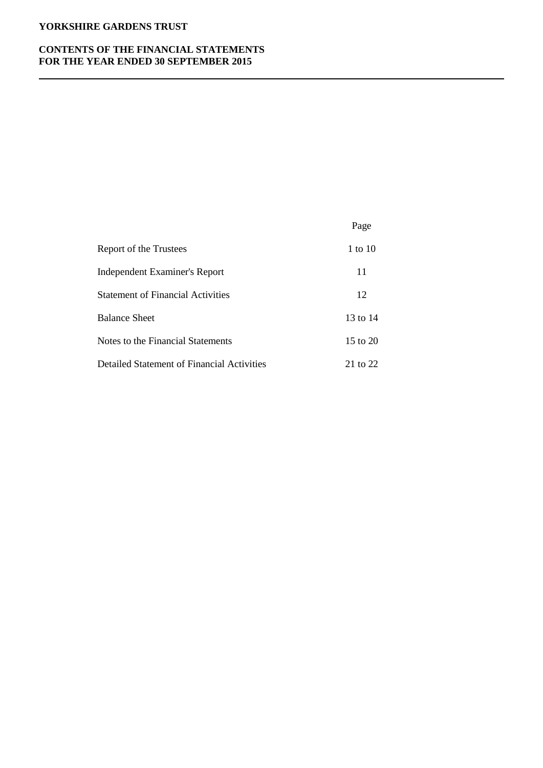# YORKSHIRE GARDENS TRUST

## CONTENTS OF THE FINANCIAL STATEMENTS
## FOR THE YEAR ENDED 30 SEPTEMBER 2015

| | Page |
|---|---|
| Report of the Trustees | 1 to 10 |
| Independent Examiner's Report | 11 |
| Statement of Financial Activities | 12 |
| Balance Sheet | 13 to 14 |
| Notes to the Financial Statements | 15 to 20 |
| Detailed Statement of Financial Activities | 21 to 22 |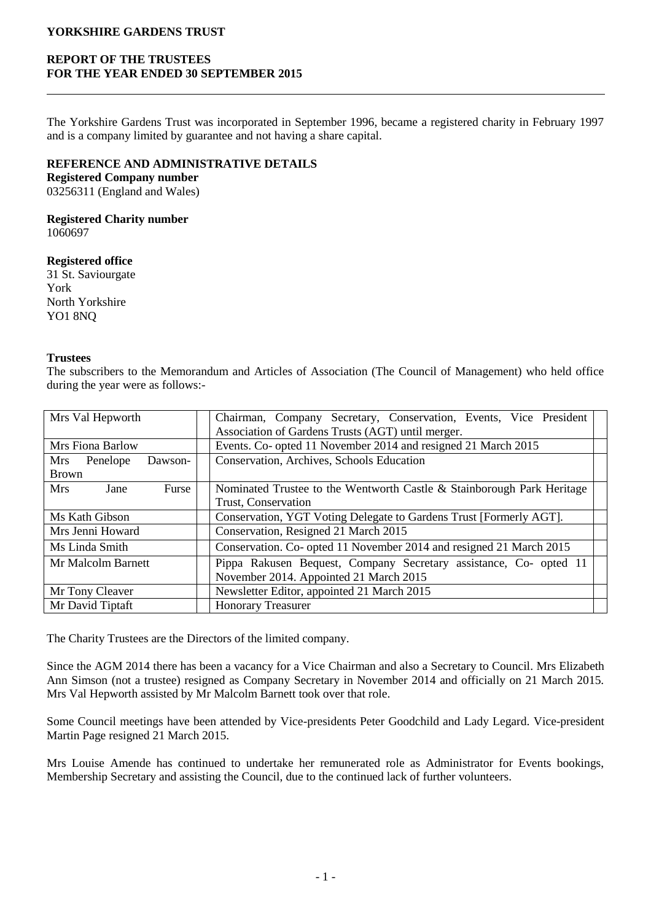**YORKSHIRE GARDENS TRUST**

**REPORT OF THE TRUSTEES**
**FOR THE YEAR ENDED 30 SEPTEMBER 2015**

The Yorkshire Gardens Trust was incorporated in September 1996, became a registered charity in February 1997 and is a company limited by guarantee and not having a share capital.

**REFERENCE AND ADMINISTRATIVE DETAILS**

**Registered Company number**
03256311 (England and Wales)

**Registered Charity number**
1060697

**Registered office**
31 St. Saviourgate
York
North Yorkshire
YO1 8NQ

**Trustees**

The subscribers to the Memorandum and Articles of Association (The Council of Management) who held office during the year were as follows:-

| | |
|---|---|
| Mrs Val Hepworth | Chairman, Company Secretary, Conservation, Events, Vice President Association of Gardens Trusts (AGT) until merger. |
| Mrs Fiona Barlow | Events. Co- opted 11 November 2014 and resigned 21 March 2015 |
| Mrs Penelope Dawson-Brown | Conservation, Archives, Schools Education |
| Mrs Jane Furse | Nominated Trustee to the Wentworth Castle & Stainborough Park Heritage Trust, Conservation |
| Ms Kath Gibson | Conservation, YGT Voting Delegate to Gardens Trust [Formerly AGT]. |
| Mrs Jenni Howard | Conservation, Resigned 21 March 2015 |
| Ms Linda Smith | Conservation. Co- opted 11 November 2014 and resigned 21 March 2015 |
| Mr Malcolm Barnett | Pippa Rakusen Bequest, Company Secretary assistance, Co- opted 11 November 2014. Appointed 21 March 2015 |
| Mr Tony Cleaver | Newsletter Editor, appointed 21 March 2015 |
| Mr David Tiptaft | Honorary Treasurer |

The Charity Trustees are the Directors of the limited company.

Since the AGM 2014 there has been a vacancy for a Vice Chairman and also a Secretary to Council. Mrs Elizabeth Ann Simson (not a trustee) resigned as Company Secretary in November 2014 and officially on 21 March 2015. Mrs Val Hepworth assisted by Mr Malcolm Barnett took over that role.

Some Council meetings have been attended by Vice-presidents Peter Goodchild and Lady Legard. Vice-president Martin Page resigned 21 March 2015.

Mrs Louise Amende has continued to undertake her remunerated role as Administrator for Events bookings, Membership Secretary and assisting the Council, due to the continued lack of further volunteers.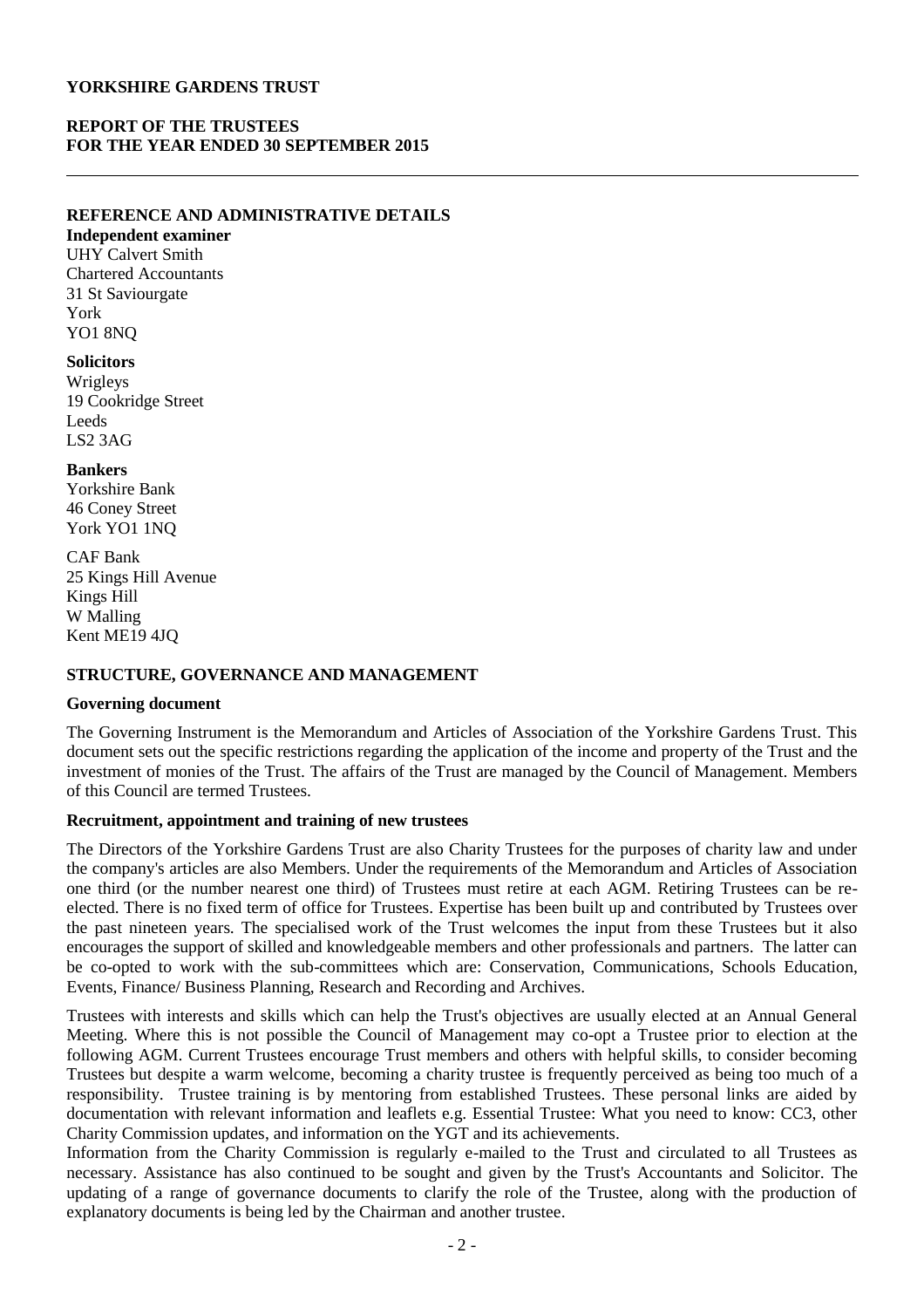**YORKSHIRE GARDENS TRUST**

**REPORT OF THE TRUSTEES**
**FOR THE YEAR ENDED 30 SEPTEMBER 2015**

---

## REFERENCE AND ADMINISTRATIVE DETAILS

**Independent examiner**
UHY Calvert Smith
Chartered Accountants
31 St Saviourgate
York
YO1 8NQ

**Solicitors**
Wrigleys
19 Cookridge Street
Leeds
LS2 3AG

**Bankers**
Yorkshire Bank
46 Coney Street
York YO1 1NQ

CAF Bank
25 Kings Hill Avenue
Kings Hill
W Malling
Kent ME19 4JQ

## STRUCTURE, GOVERNANCE AND MANAGEMENT

### Governing document

The Governing Instrument is the Memorandum and Articles of Association of the Yorkshire Gardens Trust. This document sets out the specific restrictions regarding the application of the income and property of the Trust and the investment of monies of the Trust. The affairs of the Trust are managed by the Council of Management. Members of this Council are termed Trustees.

### Recruitment, appointment and training of new trustees

The Directors of the Yorkshire Gardens Trust are also Charity Trustees for the purposes of charity law and under the company's articles are also Members. Under the requirements of the Memorandum and Articles of Association one third (or the number nearest one third) of Trustees must retire at each AGM. Retiring Trustees can be re-elected. There is no fixed term of office for Trustees. Expertise has been built up and contributed by Trustees over the past nineteen years. The specialised work of the Trust welcomes the input from these Trustees but it also encourages the support of skilled and knowledgeable members and other professionals and partners. The latter can be co-opted to work with the sub-committees which are: Conservation, Communications, Schools Education, Events, Finance/ Business Planning, Research and Recording and Archives.

Trustees with interests and skills which can help the Trust's objectives are usually elected at an Annual General Meeting. Where this is not possible the Council of Management may co-opt a Trustee prior to election at the following AGM. Current Trustees encourage Trust members and others with helpful skills, to consider becoming Trustees but despite a warm welcome, becoming a charity trustee is frequently perceived as being too much of a responsibility. Trustee training is by mentoring from established Trustees. These personal links are aided by documentation with relevant information and leaflets e.g. Essential Trustee: What you need to know: CC3, other Charity Commission updates, and information on the YGT and its achievements.
Information from the Charity Commission is regularly e-mailed to the Trust and circulated to all Trustees as necessary. Assistance has also continued to be sought and given by the Trust's Accountants and Solicitor. The updating of a range of governance documents to clarify the role of the Trustee, along with the production of explanatory documents is being led by the Chairman and another trustee.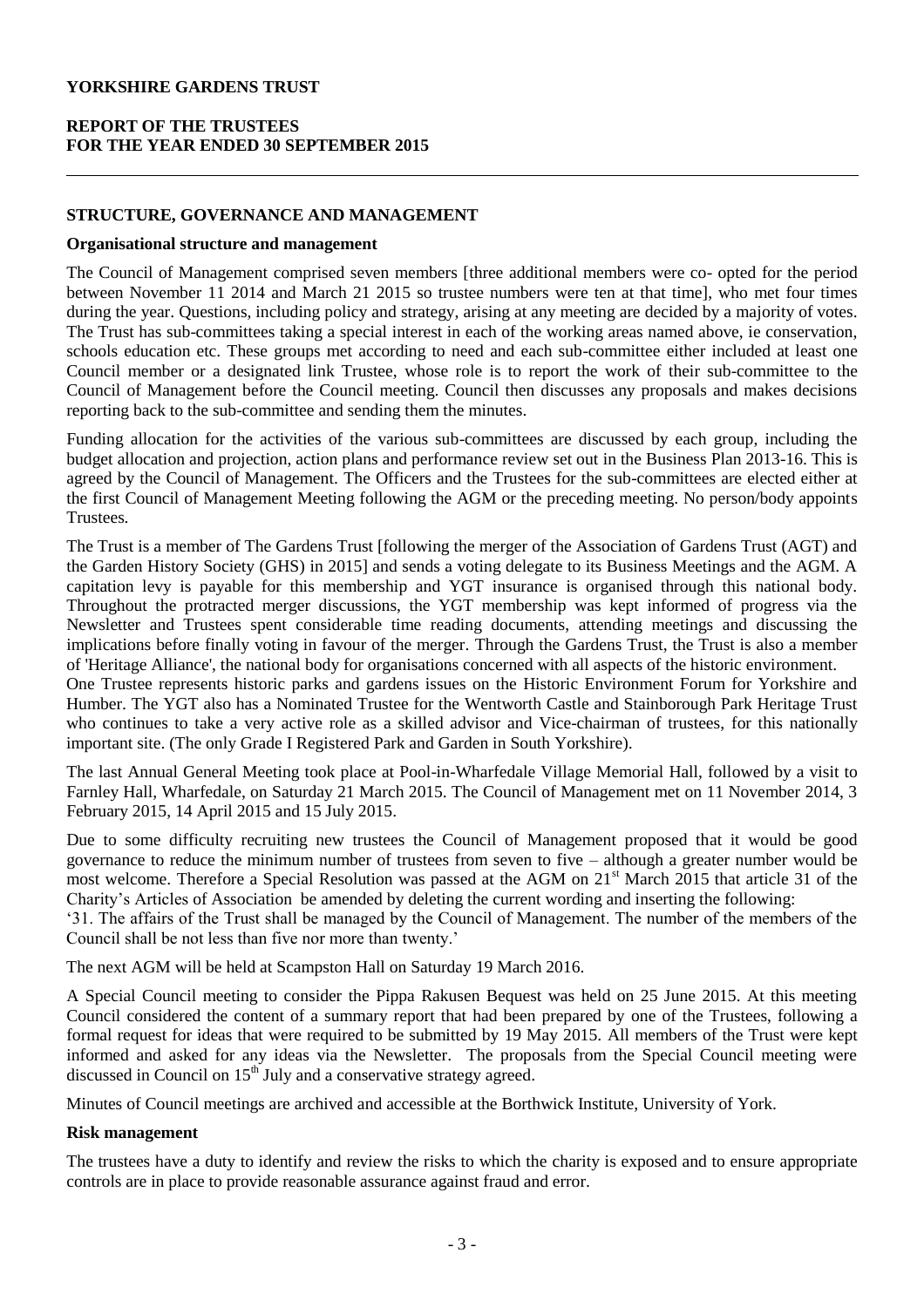**YORKSHIRE GARDENS TRUST**

**REPORT OF THE TRUSTEES**
**FOR THE YEAR ENDED 30 SEPTEMBER 2015**

## STRUCTURE, GOVERNANCE AND MANAGEMENT

### Organisational structure and management

The Council of Management comprised seven members [three additional members were co- opted for the period between November 11 2014 and March 21 2015 so trustee numbers were ten at that time], who met four times during the year. Questions, including policy and strategy, arising at any meeting are decided by a majority of votes. The Trust has sub-committees taking a special interest in each of the working areas named above, ie conservation, schools education etc. These groups met according to need and each sub-committee either included at least one Council member or a designated link Trustee, whose role is to report the work of their sub-committee to the Council of Management before the Council meeting. Council then discusses any proposals and makes decisions reporting back to the sub-committee and sending them the minutes.

Funding allocation for the activities of the various sub-committees are discussed by each group, including the budget allocation and projection, action plans and performance review set out in the Business Plan 2013-16. This is agreed by the Council of Management. The Officers and the Trustees for the sub-committees are elected either at the first Council of Management Meeting following the AGM or the preceding meeting. No person/body appoints Trustees.

The Trust is a member of The Gardens Trust [following the merger of the Association of Gardens Trust (AGT) and the Garden History Society (GHS) in 2015] and sends a voting delegate to its Business Meetings and the AGM. A capitation levy is payable for this membership and YGT insurance is organised through this national body. Throughout the protracted merger discussions, the YGT membership was kept informed of progress via the Newsletter and Trustees spent considerable time reading documents, attending meetings and discussing the implications before finally voting in favour of the merger. Through the Gardens Trust, the Trust is also a member of 'Heritage Alliance', the national body for organisations concerned with all aspects of the historic environment.
One Trustee represents historic parks and gardens issues on the Historic Environment Forum for Yorkshire and Humber. The YGT also has a Nominated Trustee for the Wentworth Castle and Stainborough Park Heritage Trust who continues to take a very active role as a skilled advisor and Vice-chairman of trustees, for this nationally important site. (The only Grade I Registered Park and Garden in South Yorkshire).

The last Annual General Meeting took place at Pool-in-Wharfedale Village Memorial Hall, followed by a visit to Farnley Hall, Wharfedale, on Saturday 21 March 2015. The Council of Management met on 11 November 2014, 3 February 2015, 14 April 2015 and 15 July 2015.

Due to some difficulty recruiting new trustees the Council of Management proposed that it would be good governance to reduce the minimum number of trustees from seven to five – although a greater number would be most welcome. Therefore a Special Resolution was passed at the AGM on 21st March 2015 that article 31 of the Charity's Articles of Association be amended by deleting the current wording and inserting the following:
'31. The affairs of the Trust shall be managed by the Council of Management. The number of the members of the Council shall be not less than five nor more than twenty.'

The next AGM will be held at Scampston Hall on Saturday 19 March 2016.

A Special Council meeting to consider the Pippa Rakusen Bequest was held on 25 June 2015. At this meeting Council considered the content of a summary report that had been prepared by one of the Trustees, following a formal request for ideas that were required to be submitted by 19 May 2015. All members of the Trust were kept informed and asked for any ideas via the Newsletter. The proposals from the Special Council meeting were discussed in Council on 15th July and a conservative strategy agreed.

Minutes of Council meetings are archived and accessible at the Borthwick Institute, University of York.

### Risk management

The trustees have a duty to identify and review the risks to which the charity is exposed and to ensure appropriate controls are in place to provide reasonable assurance against fraud and error.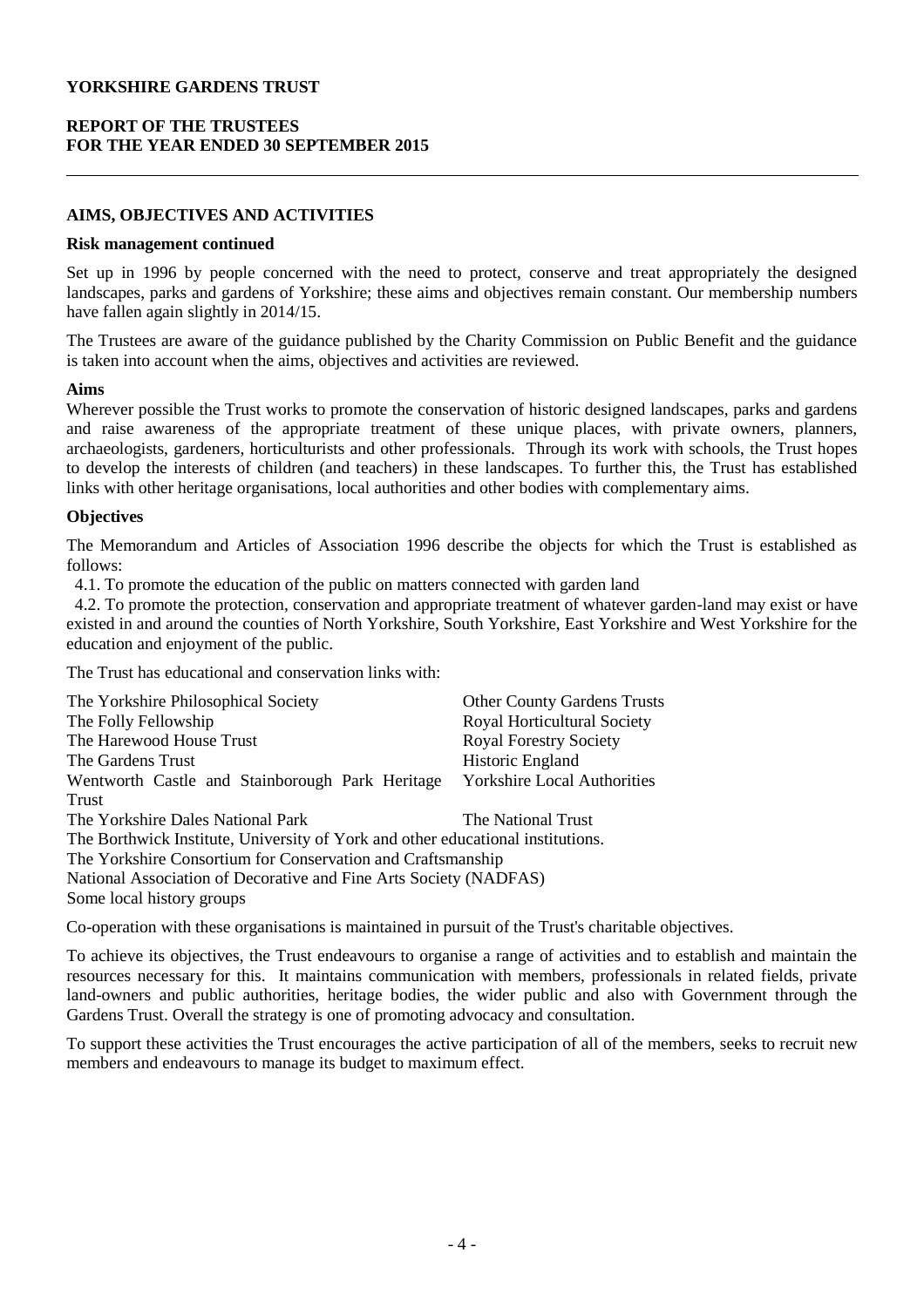**AIMS, OBJECTIVES AND ACTIVITIES**

**Risk management continued**

Set up in 1996 by people concerned with the need to protect, conserve and treat appropriately the designed landscapes, parks and gardens of Yorkshire; these aims and objectives remain constant. Our membership numbers have fallen again slightly in 2014/15.

The Trustees are aware of the guidance published by the Charity Commission on Public Benefit and the guidance is taken into account when the aims, objectives and activities are reviewed.

**Aims**

Wherever possible the Trust works to promote the conservation of historic designed landscapes, parks and gardens and raise awareness of the appropriate treatment of these unique places, with private owners, planners, archaeologists, gardeners, horticulturists and other professionals. Through its work with schools, the Trust hopes to develop the interests of children (and teachers) in these landscapes. To further this, the Trust has established links with other heritage organisations, local authorities and other bodies with complementary aims.

**Objectives**

The Memorandum and Articles of Association 1996 describe the objects for which the Trust is established as follows:

4.1. To promote the education of the public on matters connected with garden land

4.2. To promote the protection, conservation and appropriate treatment of whatever garden-land may exist or have existed in and around the counties of North Yorkshire, South Yorkshire, East Yorkshire and West Yorkshire for the education and enjoyment of the public.

The Trust has educational and conservation links with:

The Yorkshire Philosophical Society
The Folly Fellowship
The Harewood House Trust
The Gardens Trust
Wentworth Castle and Stainborough Park Heritage Trust
The Yorkshire Dales National Park
Other County Gardens Trusts
Royal Horticultural Society
Royal Forestry Society
Historic England
Yorkshire Local Authorities
The National Trust
The Borthwick Institute, University of York and other educational institutions.
The Yorkshire Consortium for Conservation and Craftsmanship
National Association of Decorative and Fine Arts Society (NADFAS)
Some local history groups

Co-operation with these organisations is maintained in pursuit of the Trust's charitable objectives.

To achieve its objectives, the Trust endeavours to organise a range of activities and to establish and maintain the resources necessary for this. It maintains communication with members, professionals in related fields, private land-owners and public authorities, heritage bodies, the wider public and also with Government through the Gardens Trust. Overall the strategy is one of promoting advocacy and consultation.

To support these activities the Trust encourages the active participation of all of the members, seeks to recruit new members and endeavours to manage its budget to maximum effect.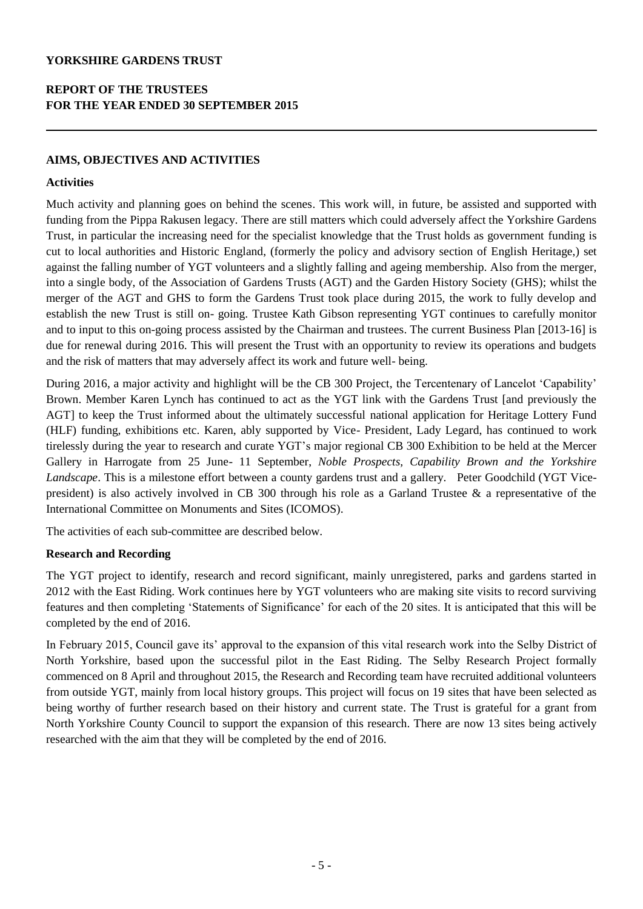**YORKSHIRE GARDENS TRUST**

**REPORT OF THE TRUSTEES**
**FOR THE YEAR ENDED 30 SEPTEMBER 2015**

---

**AIMS, OBJECTIVES AND ACTIVITIES**

**Activities**

Much activity and planning goes on behind the scenes. This work will, in future, be assisted and supported with funding from the Pippa Rakusen legacy. There are still matters which could adversely affect the Yorkshire Gardens Trust, in particular the increasing need for the specialist knowledge that the Trust holds as government funding is cut to local authorities and Historic England, (formerly the policy and advisory section of English Heritage,) set against the falling number of YGT volunteers and a slightly falling and ageing membership. Also from the merger, into a single body, of the Association of Gardens Trusts (AGT) and the Garden History Society (GHS); whilst the merger of the AGT and GHS to form the Gardens Trust took place during 2015, the work to fully develop and establish the new Trust is still on- going. Trustee Kath Gibson representing YGT continues to carefully monitor and to input to this on-going process assisted by the Chairman and trustees. The current Business Plan [2013-16] is due for renewal during 2016. This will present the Trust with an opportunity to review its operations and budgets and the risk of matters that may adversely affect its work and future well- being.

During 2016, a major activity and highlight will be the CB 300 Project, the Tercentenary of Lancelot 'Capability' Brown. Member Karen Lynch has continued to act as the YGT link with the Gardens Trust [and previously the AGT] to keep the Trust informed about the ultimately successful national application for Heritage Lottery Fund (HLF) funding, exhibitions etc. Karen, ably supported by Vice- President, Lady Legard, has continued to work tirelessly during the year to research and curate YGT's major regional CB 300 Exhibition to be held at the Mercer Gallery in Harrogate from 25 June- 11 September, *Noble Prospects, Capability Brown and the Yorkshire Landscape*. This is a milestone effort between a county gardens trust and a gallery. Peter Goodchild (YGT Vice-president) is also actively involved in CB 300 through his role as a Garland Trustee & a representative of the International Committee on Monuments and Sites (ICOMOS).

The activities of each sub-committee are described below.

**Research and Recording**

The YGT project to identify, research and record significant, mainly unregistered, parks and gardens started in 2012 with the East Riding. Work continues here by YGT volunteers who are making site visits to record surviving features and then completing 'Statements of Significance' for each of the 20 sites. It is anticipated that this will be completed by the end of 2016.

In February 2015, Council gave its' approval to the expansion of this vital research work into the Selby District of North Yorkshire, based upon the successful pilot in the East Riding. The Selby Research Project formally commenced on 8 April and throughout 2015, the Research and Recording team have recruited additional volunteers from outside YGT, mainly from local history groups. This project will focus on 19 sites that have been selected as being worthy of further research based on their history and current state. The Trust is grateful for a grant from North Yorkshire County Council to support the expansion of this research. There are now 13 sites being actively researched with the aim that they will be completed by the end of 2016.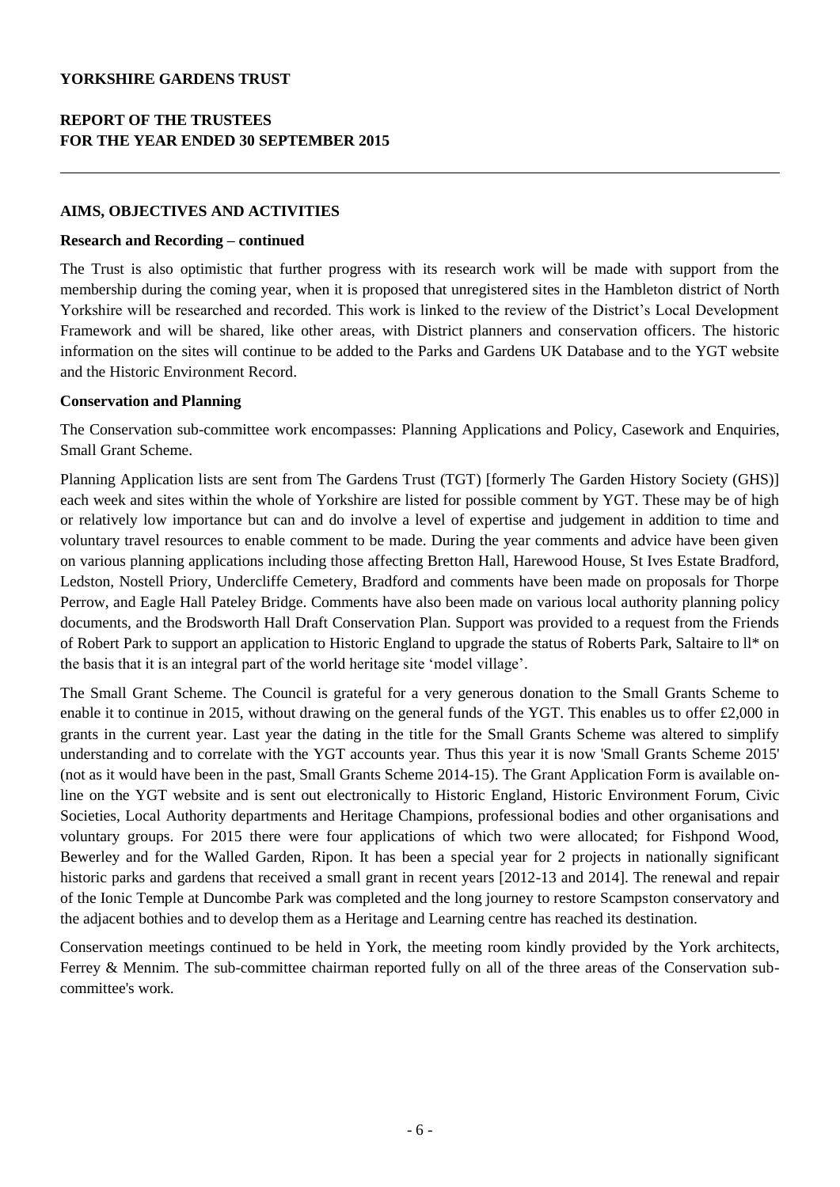**YORKSHIRE GARDENS TRUST**

**REPORT OF THE TRUSTEES**
**FOR THE YEAR ENDED 30 SEPTEMBER 2015**

**AIMS, OBJECTIVES AND ACTIVITIES**

**Research and Recording – continued**

The Trust is also optimistic that further progress with its research work will be made with support from the membership during the coming year, when it is proposed that unregistered sites in the Hambleton district of North Yorkshire will be researched and recorded. This work is linked to the review of the District's Local Development Framework and will be shared, like other areas, with District planners and conservation officers. The historic information on the sites will continue to be added to the Parks and Gardens UK Database and to the YGT website and the Historic Environment Record.

**Conservation and Planning**

The Conservation sub-committee work encompasses: Planning Applications and Policy, Casework and Enquiries, Small Grant Scheme.

Planning Application lists are sent from The Gardens Trust (TGT) [formerly The Garden History Society (GHS)] each week and sites within the whole of Yorkshire are listed for possible comment by YGT. These may be of high or relatively low importance but can and do involve a level of expertise and judgement in addition to time and voluntary travel resources to enable comment to be made. During the year comments and advice have been given on various planning applications including those affecting Bretton Hall, Harewood House, St Ives Estate Bradford, Ledston, Nostell Priory, Undercliffe Cemetery, Bradford and comments have been made on proposals for Thorpe Perrow, and Eagle Hall Pateley Bridge. Comments have also been made on various local authority planning policy documents, and the Brodsworth Hall Draft Conservation Plan. Support was provided to a request from the Friends of Robert Park to support an application to Historic England to upgrade the status of Roberts Park, Saltaire to ll* on the basis that it is an integral part of the world heritage site 'model village'.

The Small Grant Scheme. The Council is grateful for a very generous donation to the Small Grants Scheme to enable it to continue in 2015, without drawing on the general funds of the YGT. This enables us to offer £2,000 in grants in the current year. Last year the dating in the title for the Small Grants Scheme was altered to simplify understanding and to correlate with the YGT accounts year. Thus this year it is now 'Small Grants Scheme 2015' (not as it would have been in the past, Small Grants Scheme 2014-15). The Grant Application Form is available on-line on the YGT website and is sent out electronically to Historic England, Historic Environment Forum, Civic Societies, Local Authority departments and Heritage Champions, professional bodies and other organisations and voluntary groups. For 2015 there were four applications of which two were allocated; for Fishpond Wood, Bewerley and for the Walled Garden, Ripon. It has been a special year for 2 projects in nationally significant historic parks and gardens that received a small grant in recent years [2012-13 and 2014]. The renewal and repair of the Ionic Temple at Duncombe Park was completed and the long journey to restore Scampston conservatory and the adjacent bothies and to develop them as a Heritage and Learning centre has reached its destination.

Conservation meetings continued to be held in York, the meeting room kindly provided by the York architects, Ferrey & Mennim. The sub-committee chairman reported fully on all of the three areas of the Conservation sub-committee's work.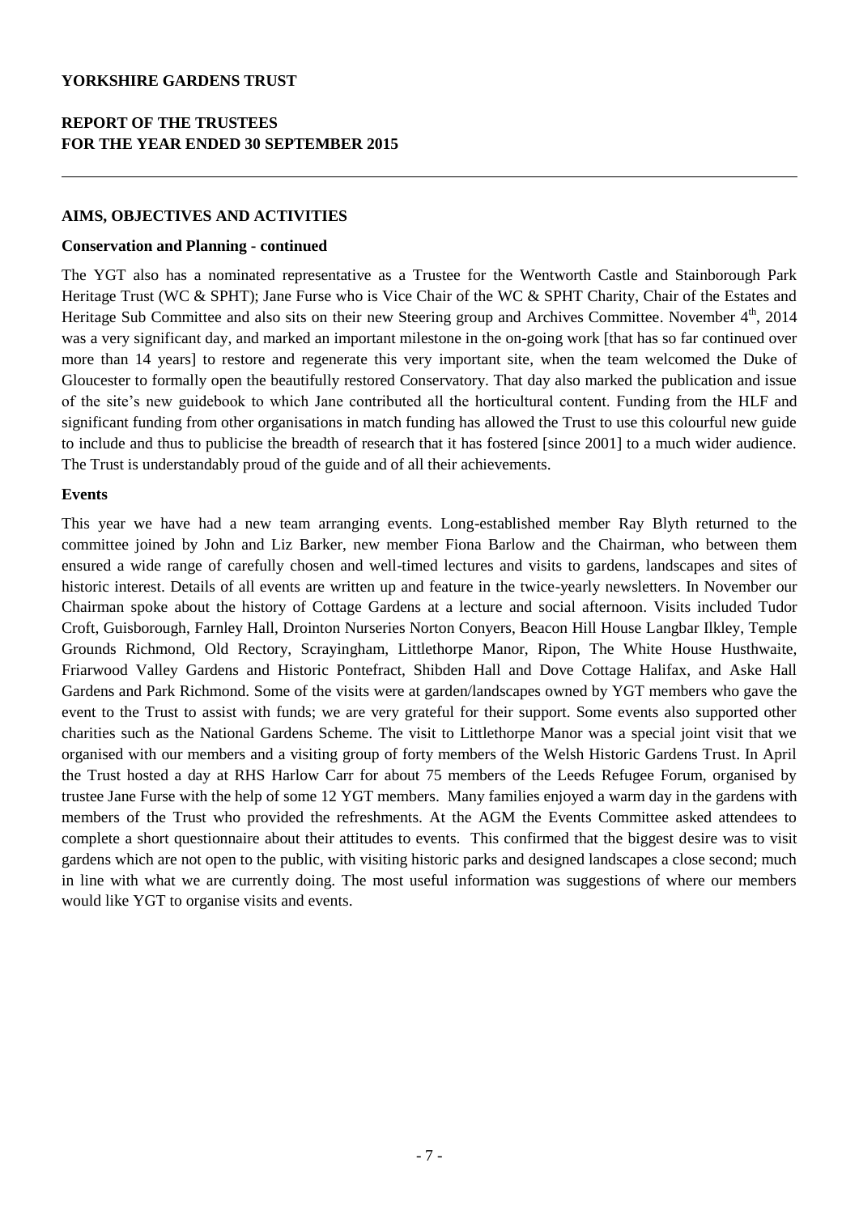YORKSHIRE GARDENS TRUST

REPORT OF THE TRUSTEES
FOR THE YEAR ENDED 30 SEPTEMBER 2015

## AIMS, OBJECTIVES AND ACTIVITIES

### Conservation and Planning - continued

The YGT also has a nominated representative as a Trustee for the Wentworth Castle and Stainborough Park Heritage Trust (WC & SPHT); Jane Furse who is Vice Chair of the WC & SPHT Charity, Chair of the Estates and Heritage Sub Committee and also sits on their new Steering group and Archives Committee. November 4th, 2014 was a very significant day, and marked an important milestone in the on-going work [that has so far continued over more than 14 years] to restore and regenerate this very important site, when the team welcomed the Duke of Gloucester to formally open the beautifully restored Conservatory. That day also marked the publication and issue of the site's new guidebook to which Jane contributed all the horticultural content. Funding from the HLF and significant funding from other organisations in match funding has allowed the Trust to use this colourful new guide to include and thus to publicise the breadth of research that it has fostered [since 2001] to a much wider audience. The Trust is understandably proud of the guide and of all their achievements.

### Events

This year we have had a new team arranging events. Long-established member Ray Blyth returned to the committee joined by John and Liz Barker, new member Fiona Barlow and the Chairman, who between them ensured a wide range of carefully chosen and well-timed lectures and visits to gardens, landscapes and sites of historic interest. Details of all events are written up and feature in the twice-yearly newsletters. In November our Chairman spoke about the history of Cottage Gardens at a lecture and social afternoon. Visits included Tudor Croft, Guisborough, Farnley Hall, Drointon Nurseries Norton Conyers, Beacon Hill House Langbar Ilkley, Temple Grounds Richmond, Old Rectory, Scrayingham, Littlethorpe Manor, Ripon, The White House Husthwaite, Friarwood Valley Gardens and Historic Pontefract, Shibden Hall and Dove Cottage Halifax, and Aske Hall Gardens and Park Richmond. Some of the visits were at garden/landscapes owned by YGT members who gave the event to the Trust to assist with funds; we are very grateful for their support. Some events also supported other charities such as the National Gardens Scheme. The visit to Littlethorpe Manor was a special joint visit that we organised with our members and a visiting group of forty members of the Welsh Historic Gardens Trust. In April the Trust hosted a day at RHS Harlow Carr for about 75 members of the Leeds Refugee Forum, organised by trustee Jane Furse with the help of some 12 YGT members. Many families enjoyed a warm day in the gardens with members of the Trust who provided the refreshments. At the AGM the Events Committee asked attendees to complete a short questionnaire about their attitudes to events. This confirmed that the biggest desire was to visit gardens which are not open to the public, with visiting historic parks and designed landscapes a close second; much in line with what we are currently doing. The most useful information was suggestions of where our members would like YGT to organise visits and events.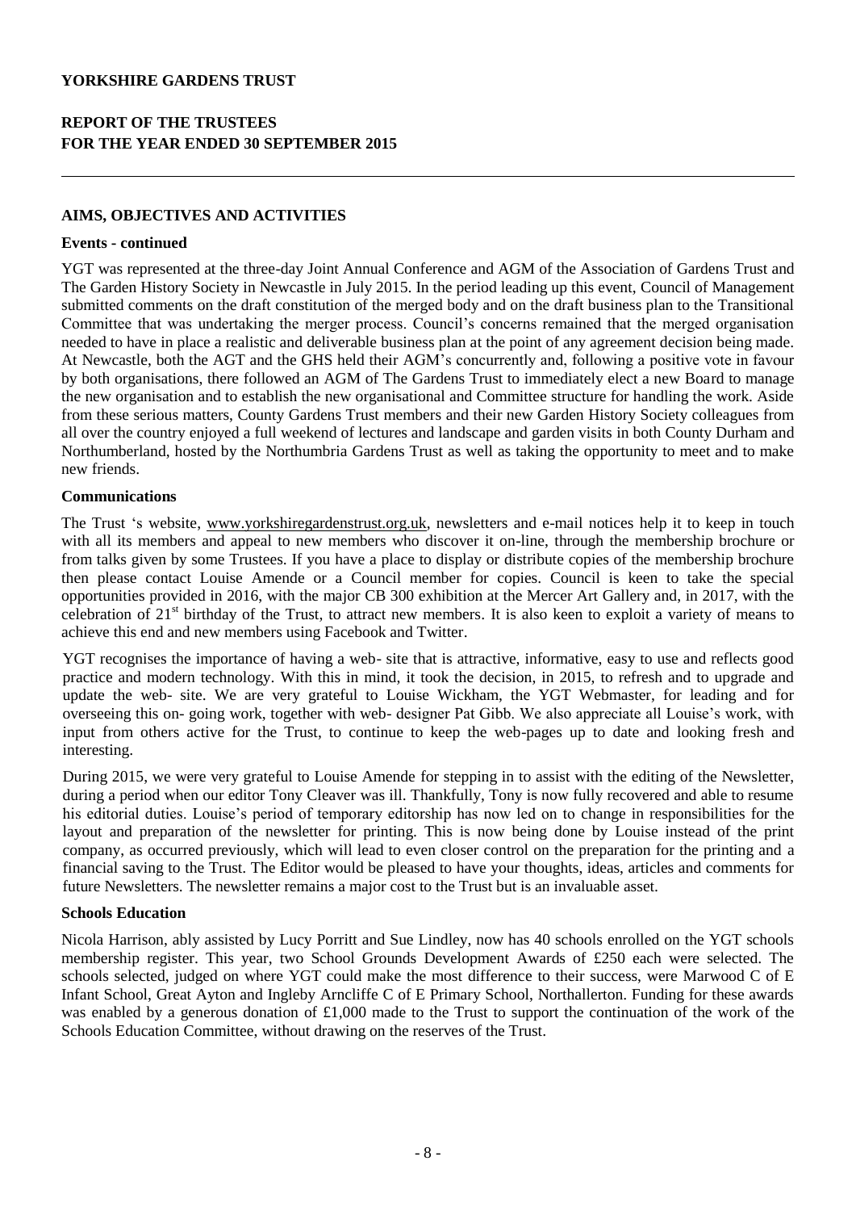## AIMS, OBJECTIVES AND ACTIVITIES

### Events - continued

YGT was represented at the three-day Joint Annual Conference and AGM of the Association of Gardens Trust and The Garden History Society in Newcastle in July 2015. In the period leading up this event, Council of Management submitted comments on the draft constitution of the merged body and on the draft business plan to the Transitional Committee that was undertaking the merger process. Council's concerns remained that the merged organisation needed to have in place a realistic and deliverable business plan at the point of any agreement decision being made. At Newcastle, both the AGT and the GHS held their AGM's concurrently and, following a positive vote in favour by both organisations, there followed an AGM of The Gardens Trust to immediately elect a new Board to manage the new organisation and to establish the new organisational and Committee structure for handling the work. Aside from these serious matters, County Gardens Trust members and their new Garden History Society colleagues from all over the country enjoyed a full weekend of lectures and landscape and garden visits in both County Durham and Northumberland, hosted by the Northumbria Gardens Trust as well as taking the opportunity to meet and to make new friends.

### Communications

The Trust 's website, www.yorkshiregardenstrust.org.uk, newsletters and e-mail notices help it to keep in touch with all its members and appeal to new members who discover it on-line, through the membership brochure or from talks given by some Trustees. If you have a place to display or distribute copies of the membership brochure then please contact Louise Amende or a Council member for copies. Council is keen to take the special opportunities provided in 2016, with the major CB 300 exhibition at the Mercer Art Gallery and, in 2017, with the celebration of 21st birthday of the Trust, to attract new members. It is also keen to exploit a variety of means to achieve this end and new members using Facebook and Twitter.

YGT recognises the importance of having a web- site that is attractive, informative, easy to use and reflects good practice and modern technology. With this in mind, it took the decision, in 2015, to refresh and to upgrade and update the web- site. We are very grateful to Louise Wickham, the YGT Webmaster, for leading and for overseeing this on- going work, together with web- designer Pat Gibb. We also appreciate all Louise's work, with input from others active for the Trust, to continue to keep the web-pages up to date and looking fresh and interesting.

During 2015, we were very grateful to Louise Amende for stepping in to assist with the editing of the Newsletter, during a period when our editor Tony Cleaver was ill. Thankfully, Tony is now fully recovered and able to resume his editorial duties. Louise's period of temporary editorship has now led on to change in responsibilities for the layout and preparation of the newsletter for printing. This is now being done by Louise instead of the print company, as occurred previously, which will lead to even closer control on the preparation for the printing and a financial saving to the Trust. The Editor would be pleased to have your thoughts, ideas, articles and comments for future Newsletters. The newsletter remains a major cost to the Trust but is an invaluable asset.

### Schools Education

Nicola Harrison, ably assisted by Lucy Porritt and Sue Lindley, now has 40 schools enrolled on the YGT schools membership register. This year, two School Grounds Development Awards of £250 each were selected. The schools selected, judged on where YGT could make the most difference to their success, were Marwood C of E Infant School, Great Ayton and Ingleby Arncliffe C of E Primary School, Northallerton. Funding for these awards was enabled by a generous donation of £1,000 made to the Trust to support the continuation of the work of the Schools Education Committee, without drawing on the reserves of the Trust.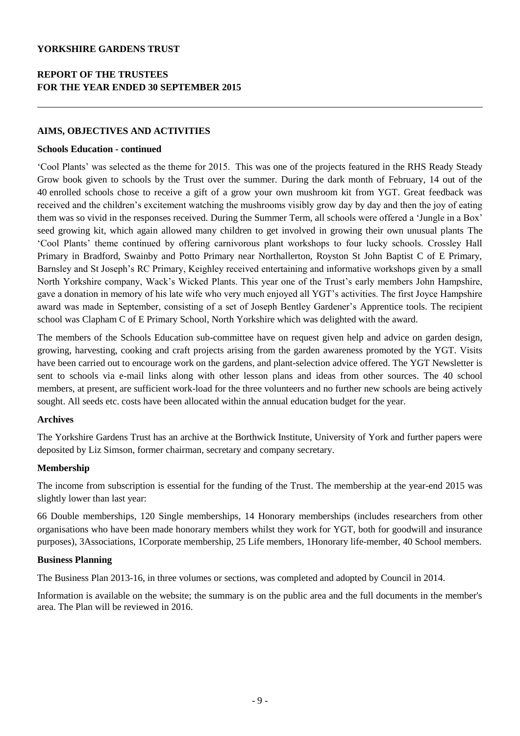**YORKSHIRE GARDENS TRUST**

**REPORT OF THE TRUSTEES FOR THE YEAR ENDED 30 SEPTEMBER 2015**

---

**AIMS, OBJECTIVES AND ACTIVITIES**

**Schools Education - continued**

'Cool Plants' was selected as the theme for 2015. This was one of the projects featured in the RHS Ready Steady Grow book given to schools by the Trust over the summer. During the dark month of February, 14 out of the 40 enrolled schools chose to receive a gift of a grow your own mushroom kit from YGT. Great feedback was received and the children's excitement watching the mushrooms visibly grow day by day and then the joy of eating them was so vivid in the responses received. During the Summer Term, all schools were offered a 'Jungle in a Box' seed growing kit, which again allowed many children to get involved in growing their own unusual plants The 'Cool Plants' theme continued by offering carnivorous plant workshops to four lucky schools. Crossley Hall Primary in Bradford, Swainby and Potto Primary near Northallerton, Royston St John Baptist C of E Primary, Barnsley and St Joseph's RC Primary, Keighley received entertaining and informative workshops given by a small North Yorkshire company, Wack's Wicked Plants. This year one of the Trust's early members John Hampshire, gave a donation in memory of his late wife who very much enjoyed all YGT's activities. The first Joyce Hampshire award was made in September, consisting of a set of Joseph Bentley Gardener's Apprentice tools. The recipient school was Clapham C of E Primary School, North Yorkshire which was delighted with the award.

The members of the Schools Education sub-committee have on request given help and advice on garden design, growing, harvesting, cooking and craft projects arising from the garden awareness promoted by the YGT. Visits have been carried out to encourage work on the gardens, and plant-selection advice offered. The YGT Newsletter is sent to schools via e-mail links along with other lesson plans and ideas from other sources. The 40 school members, at present, are sufficient work-load for the three volunteers and no further new schools are being actively sought. All seeds etc. costs have been allocated within the annual education budget for the year.

**Archives**

The Yorkshire Gardens Trust has an archive at the Borthwick Institute, University of York and further papers were deposited by Liz Simson, former chairman, secretary and company secretary.

**Membership**

The income from subscription is essential for the funding of the Trust. The membership at the year-end 2015 was slightly lower than last year:

66 Double memberships, 120 Single memberships, 14 Honorary memberships (includes researchers from other organisations who have been made honorary members whilst they work for YGT, both for goodwill and insurance purposes), 3Associations, 1Corporate membership, 25 Life members, 1Honorary life-member, 40 School members.

**Business Planning**

The Business Plan 2013-16, in three volumes or sections, was completed and adopted by Council in 2014.

Information is available on the website; the summary is on the public area and the full documents in the member's area. The Plan will be reviewed in 2016.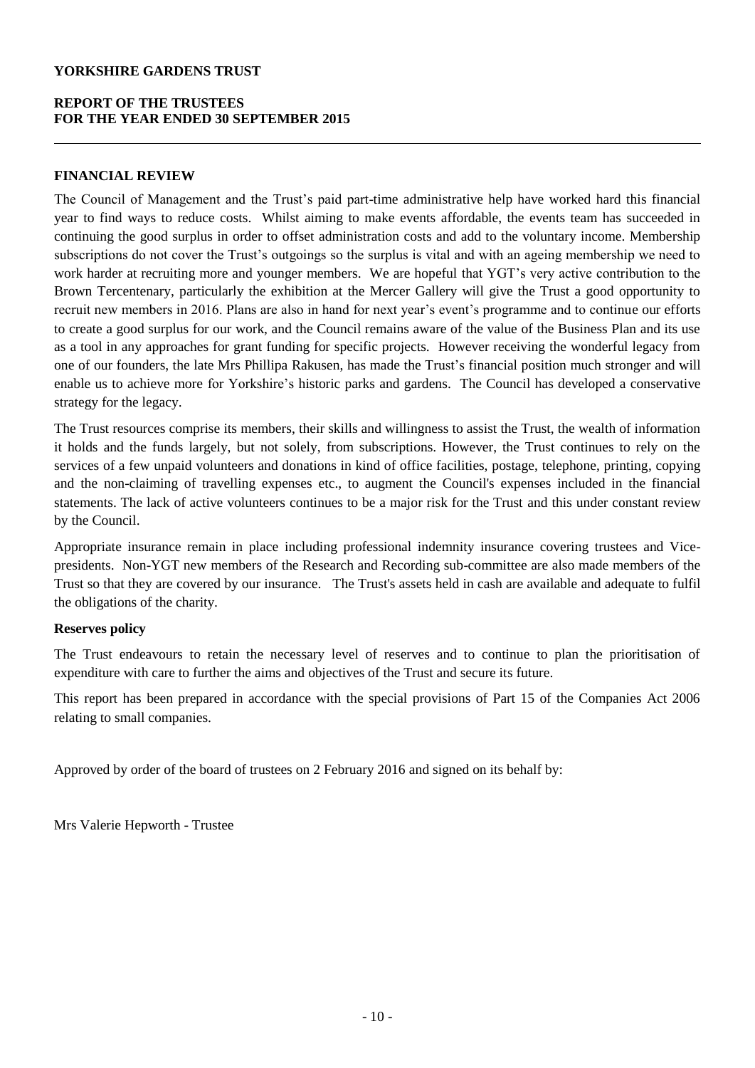## FINANCIAL REVIEW

The Council of Management and the Trust's paid part-time administrative help have worked hard this financial year to find ways to reduce costs. Whilst aiming to make events affordable, the events team has succeeded in continuing the good surplus in order to offset administration costs and add to the voluntary income. Membership subscriptions do not cover the Trust's outgoings so the surplus is vital and with an ageing membership we need to work harder at recruiting more and younger members. We are hopeful that YGT's very active contribution to the Brown Tercentenary, particularly the exhibition at the Mercer Gallery will give the Trust a good opportunity to recruit new members in 2016. Plans are also in hand for next year's event's programme and to continue our efforts to create a good surplus for our work, and the Council remains aware of the value of the Business Plan and its use as a tool in any approaches for grant funding for specific projects. However receiving the wonderful legacy from one of our founders, the late Mrs Phillipa Rakusen, has made the Trust's financial position much stronger and will enable us to achieve more for Yorkshire's historic parks and gardens. The Council has developed a conservative strategy for the legacy.

The Trust resources comprise its members, their skills and willingness to assist the Trust, the wealth of information it holds and the funds largely, but not solely, from subscriptions. However, the Trust continues to rely on the services of a few unpaid volunteers and donations in kind of office facilities, postage, telephone, printing, copying and the non-claiming of travelling expenses etc., to augment the Council's expenses included in the financial statements. The lack of active volunteers continues to be a major risk for the Trust and this under constant review by the Council.

Appropriate insurance remain in place including professional indemnity insurance covering trustees and Vice-presidents. Non-YGT new members of the Research and Recording sub-committee are also made members of the Trust so that they are covered by our insurance. The Trust's assets held in cash are available and adequate to fulfil the obligations of the charity.

### Reserves policy

The Trust endeavours to retain the necessary level of reserves and to continue to plan the prioritisation of expenditure with care to further the aims and objectives of the Trust and secure its future.

This report has been prepared in accordance with the special provisions of Part 15 of the Companies Act 2006 relating to small companies.

Approved by order of the board of trustees on 2 February 2016 and signed on its behalf by:

Mrs Valerie Hepworth - Trustee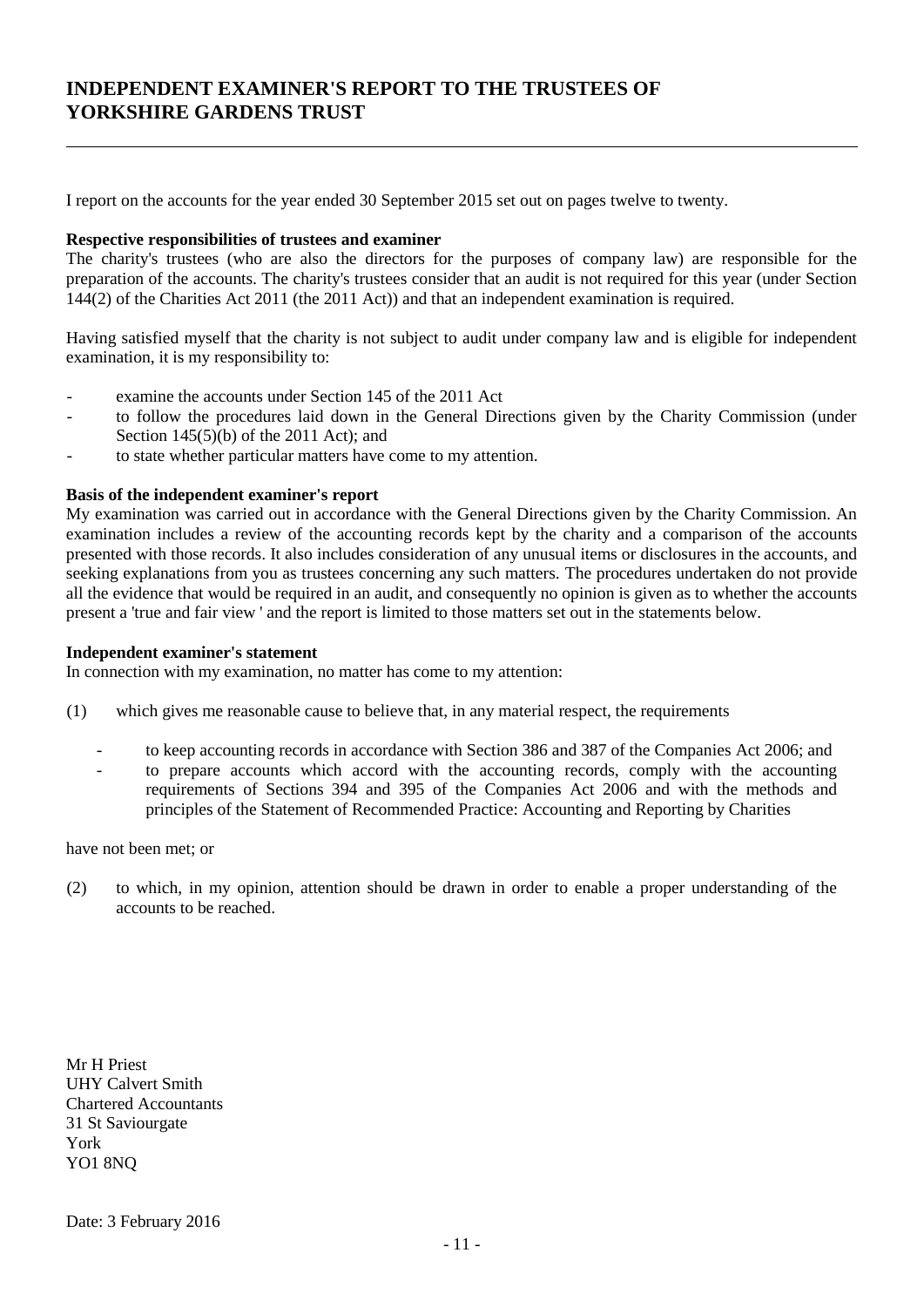# INDEPENDENT EXAMINER'S REPORT TO THE TRUSTEES OF YORKSHIRE GARDENS TRUST

I report on the accounts for the year ended 30 September 2015 set out on pages twelve to twenty.

**Respective responsibilities of trustees and examiner**

The charity's trustees (who are also the directors for the purposes of company law) are responsible for the preparation of the accounts. The charity's trustees consider that an audit is not required for this year (under Section 144(2) of the Charities Act 2011 (the 2011 Act)) and that an independent examination is required.

Having satisfied myself that the charity is not subject to audit under company law and is eligible for independent examination, it is my responsibility to:

- examine the accounts under Section 145 of the 2011 Act
- to follow the procedures laid down in the General Directions given by the Charity Commission (under Section 145(5)(b) of the 2011 Act); and
- to state whether particular matters have come to my attention.

**Basis of the independent examiner's report**

My examination was carried out in accordance with the General Directions given by the Charity Commission. An examination includes a review of the accounting records kept by the charity and a comparison of the accounts presented with those records. It also includes consideration of any unusual items or disclosures in the accounts, and seeking explanations from you as trustees concerning any such matters. The procedures undertaken do not provide all the evidence that would be required in an audit, and consequently no opinion is given as to whether the accounts present a 'true and fair view ' and the report is limited to those matters set out in the statements below.

**Independent examiner's statement**

In connection with my examination, no matter has come to my attention:

(1) which gives me reasonable cause to believe that, in any material respect, the requirements

- to keep accounting records in accordance with Section 386 and 387 of the Companies Act 2006; and
- to prepare accounts which accord with the accounting records, comply with the accounting requirements of Sections 394 and 395 of the Companies Act 2006 and with the methods and principles of the Statement of Recommended Practice: Accounting and Reporting by Charities

have not been met; or

(2) to which, in my opinion, attention should be drawn in order to enable a proper understanding of the accounts to be reached.

Mr H Priest
UHY Calvert Smith
Chartered Accountants
31 St Saviourgate
York
YO1 8NQ

Date: 3 February 2016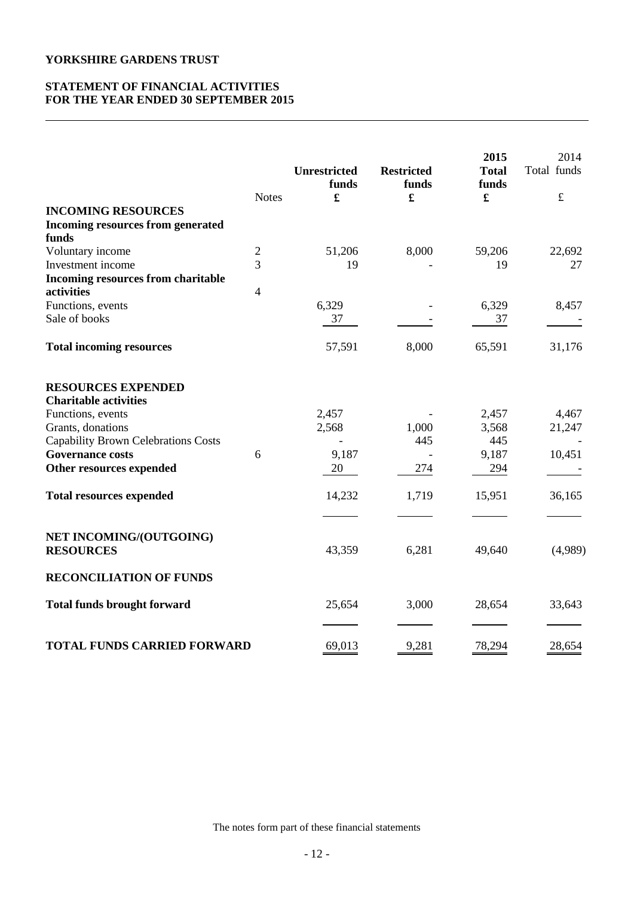**YORKSHIRE GARDENS TRUST**

**STATEMENT OF FINANCIAL ACTIVITIES**
**FOR THE YEAR ENDED 30 SEPTEMBER 2015**

| | Notes | Unrestricted funds £ | Restricted funds £ | 2015 Total funds £ | 2014 Total funds £ |
|---|---|---|---|---|---|
| **INCOMING RESOURCES** | | | | | |
| **Incoming resources from generated funds** | | | | | |
| Voluntary income | 2 | 51,206 | 8,000 | 59,206 | 22,692 |
| Investment income | 3 | 19 | - | 19 | 27 |
| **Incoming resources from charitable activities** | 4 | | | | |
| Functions, events | | 6,329 | - | 6,329 | 8,457 |
| Sale of books | | 37 | - | 37 | - |
| **Total incoming resources** | | 57,591 | 8,000 | 65,591 | 31,176 |
| **RESOURCES EXPENDED** | | | | | |
| **Charitable activities** | | | | | |
| Functions, events | | 2,457 | - | 2,457 | 4,467 |
| Grants, donations | | 2,568 | 1,000 | 3,568 | 21,247 |
| Capability Brown Celebrations Costs | | - | 445 | 445 | - |
| **Governance costs** | 6 | 9,187 | - | 9,187 | 10,451 |
| **Other resources expended** | | 20 | 274 | 294 | - |
| **Total resources expended** | | 14,232 | 1,719 | 15,951 | 36,165 |
| **NET INCOMING/(OUTGOING) RESOURCES** | | 43,359 | 6,281 | 49,640 | (4,989) |
| **RECONCILIATION OF FUNDS** | | | | | |
| **Total funds brought forward** | | 25,654 | 3,000 | 28,654 | 33,643 |
| **TOTAL FUNDS CARRIED FORWARD** | | 69,013 | 9,281 | 78,294 | 28,654 |

The notes form part of these financial statements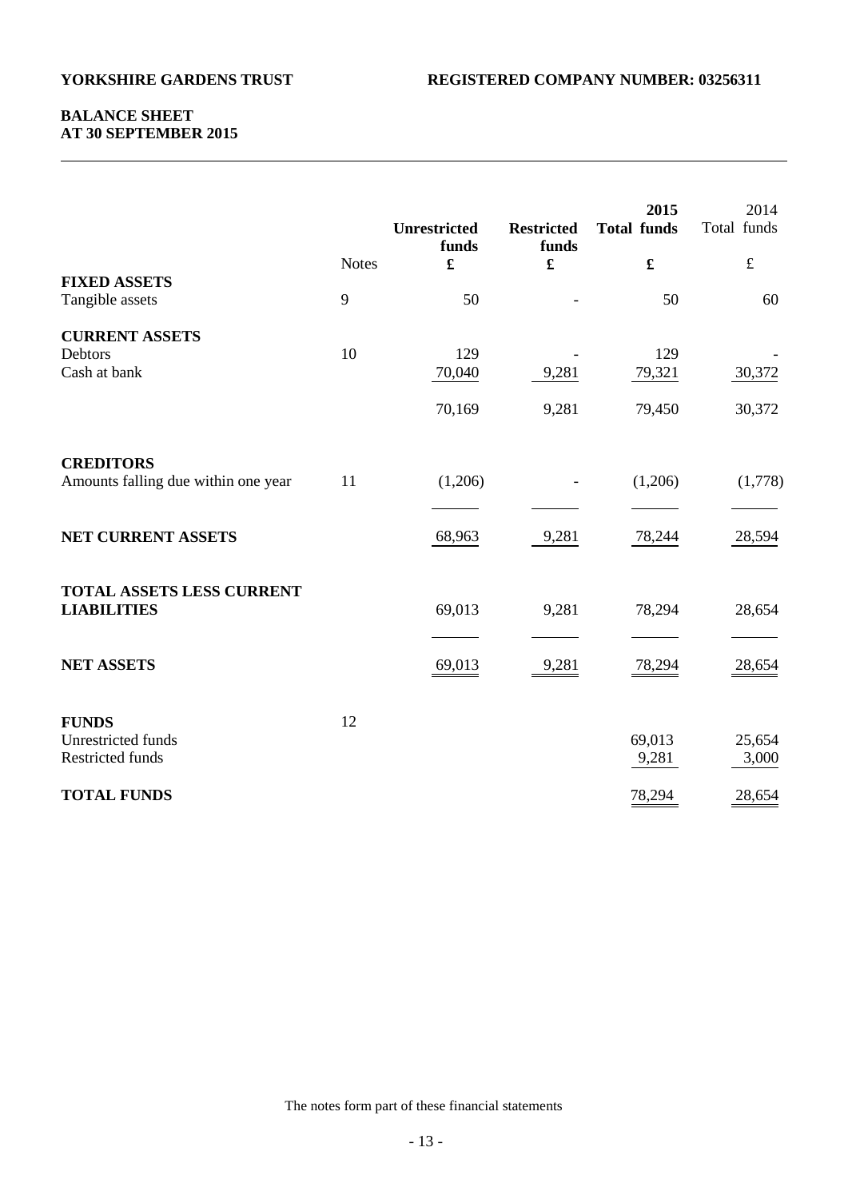**YORKSHIRE GARDENS TRUST** **REGISTERED COMPANY NUMBER: 03256311**

## BALANCE SHEET
## AT 30 SEPTEMBER 2015

| | Notes | Unrestricted funds £ | Restricted funds £ | 2015 Total funds £ | 2014 Total funds £ |
|---|---|---|---|---|---|
| **FIXED ASSETS** | | | | | |
| Tangible assets | 9 | 50 | - | 50 | 60 |
| **CURRENT ASSETS** | | | | | |
| Debtors | 10 | 129 | - | 129 | - |
| Cash at bank | | 70,040 | 9,281 | 79,321 | 30,372 |
| | | 70,169 | 9,281 | 79,450 | 30,372 |
| **CREDITORS** | | | | | |
| Amounts falling due within one year | 11 | (1,206) | - | (1,206) | (1,778) |
| **NET CURRENT ASSETS** | | 68,963 | 9,281 | 78,244 | 28,594 |
| **TOTAL ASSETS LESS CURRENT LIABILITIES** | | 69,013 | 9,281 | 78,294 | 28,654 |
| **NET ASSETS** | | 69,013 | 9,281 | 78,294 | 28,654 |
| **FUNDS** | 12 | | | | |
| Unrestricted funds | | | | 69,013 | 25,654 |
| Restricted funds | | | | 9,281 | 3,000 |
| **TOTAL FUNDS** | | | | 78,294 | 28,654 |

The notes form part of these financial statements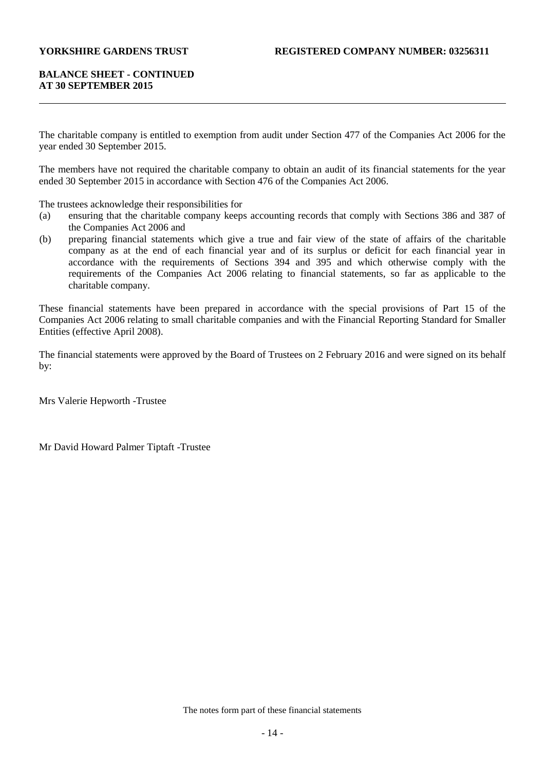**BALANCE SHEET - CONTINUED**
**AT 30 SEPTEMBER 2015**

The charitable company is entitled to exemption from audit under Section 477 of the Companies Act 2006 for the year ended 30 September 2015.

The members have not required the charitable company to obtain an audit of its financial statements for the year ended 30 September 2015 in accordance with Section 476 of the Companies Act 2006.

The trustees acknowledge their responsibilities for

(a) ensuring that the charitable company keeps accounting records that comply with Sections 386 and 387 of the Companies Act 2006 and

(b) preparing financial statements which give a true and fair view of the state of affairs of the charitable company as at the end of each financial year and of its surplus or deficit for each financial year in accordance with the requirements of Sections 394 and 395 and which otherwise comply with the requirements of the Companies Act 2006 relating to financial statements, so far as applicable to the charitable company.

These financial statements have been prepared in accordance with the special provisions of Part 15 of the Companies Act 2006 relating to small charitable companies and with the Financial Reporting Standard for Smaller Entities (effective April 2008).

The financial statements were approved by the Board of Trustees on 2 February 2016 and were signed on its behalf by:

Mrs Valerie Hepworth -Trustee

Mr David Howard Palmer Tiptaft -Trustee

The notes form part of these financial statements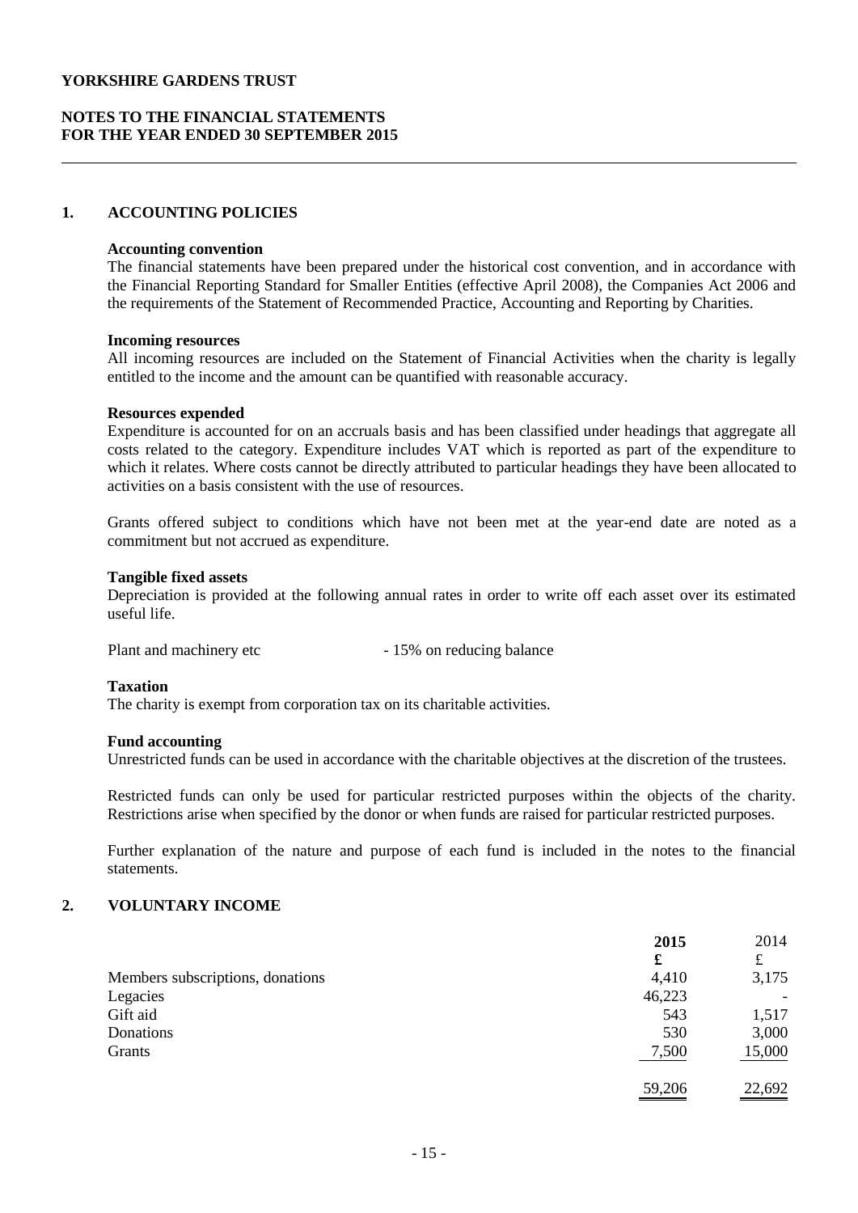YORKSHIRE GARDENS TRUST

**NOTES TO THE FINANCIAL STATEMENTS**
**FOR THE YEAR ENDED 30 SEPTEMBER 2015**

## 1. ACCOUNTING POLICIES

**Accounting convention**

The financial statements have been prepared under the historical cost convention, and in accordance with the Financial Reporting Standard for Smaller Entities (effective April 2008), the Companies Act 2006 and the requirements of the Statement of Recommended Practice, Accounting and Reporting by Charities.

**Incoming resources**

All incoming resources are included on the Statement of Financial Activities when the charity is legally entitled to the income and the amount can be quantified with reasonable accuracy.

**Resources expended**

Expenditure is accounted for on an accruals basis and has been classified under headings that aggregate all costs related to the category. Expenditure includes VAT which is reported as part of the expenditure to which it relates. Where costs cannot be directly attributed to particular headings they have been allocated to activities on a basis consistent with the use of resources.

Grants offered subject to conditions which have not been met at the year-end date are noted as a commitment but not accrued as expenditure.

**Tangible fixed assets**

Depreciation is provided at the following annual rates in order to write off each asset over its estimated useful life.

Plant and machinery etc - 15% on reducing balance

**Taxation**

The charity is exempt from corporation tax on its charitable activities.

**Fund accounting**

Unrestricted funds can be used in accordance with the charitable objectives at the discretion of the trustees.

Restricted funds can only be used for particular restricted purposes within the objects of the charity. Restrictions arise when specified by the donor or when funds are raised for particular restricted purposes.

Further explanation of the nature and purpose of each fund is included in the notes to the financial statements.

## 2. VOLUNTARY INCOME

| | **2015** | 2014 |
|---|---|---|
| | **£** | £ |
| Members subscriptions, donations | 4,410 | 3,175 |
| Legacies | 46,223 | - |
| Gift aid | 543 | 1,517 |
| Donations | 530 | 3,000 |
| Grants | 7,500 | 15,000 |
| | 59,206 | 22,692 |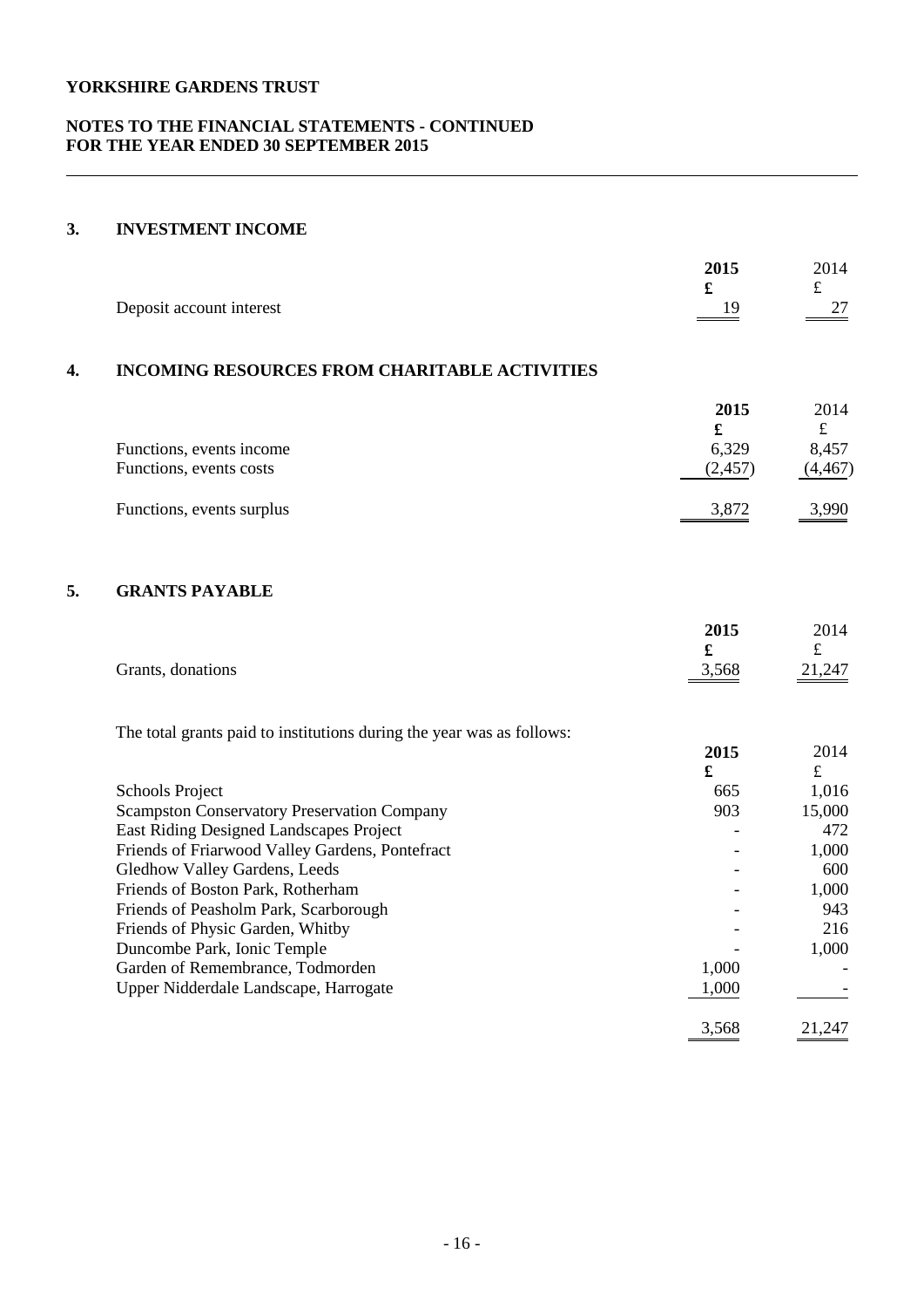# YORKSHIRE GARDENS TRUST

## NOTES TO THE FINANCIAL STATEMENTS - CONTINUED
## FOR THE YEAR ENDED 30 SEPTEMBER 2015

### 3. INVESTMENT INCOME

| | **2015** | 2014 |
|---|---|---|
| | **£** | £ |
| Deposit account interest | 19 | 27 |

### 4. INCOMING RESOURCES FROM CHARITABLE ACTIVITIES

| | **2015** | 2014 |
|---|---|---|
| | **£** | £ |
| Functions, events income | 6,329 | 8,457 |
| Functions, events costs | (2,457) | (4,467) |
| Functions, events surplus | 3,872 | 3,990 |

### 5. GRANTS PAYABLE

| | **2015** | 2014 |
|---|---|---|
| | **£** | £ |
| Grants, donations | 3,568 | 21,247 |

The total grants paid to institutions during the year was as follows:

| | **2015** | 2014 |
|---|---|---|
| | **£** | £ |
| Schools Project | 665 | 1,016 |
| Scampston Conservatory Preservation Company | 903 | 15,000 |
| East Riding Designed Landscapes Project | - | 472 |
| Friends of Friarwood Valley Gardens, Pontefract | - | 1,000 |
| Gledhow Valley Gardens, Leeds | - | 600 |
| Friends of Boston Park, Rotherham | - | 1,000 |
| Friends of Peasholm Park, Scarborough | - | 943 |
| Friends of Physic Garden, Whitby | - | 216 |
| Duncombe Park, Ionic Temple | - | 1,000 |
| Garden of Remembrance, Todmorden | 1,000 | - |
| Upper Nidderdale Landscape, Harrogate | 1,000 | - |
| | 3,568 | 21,247 |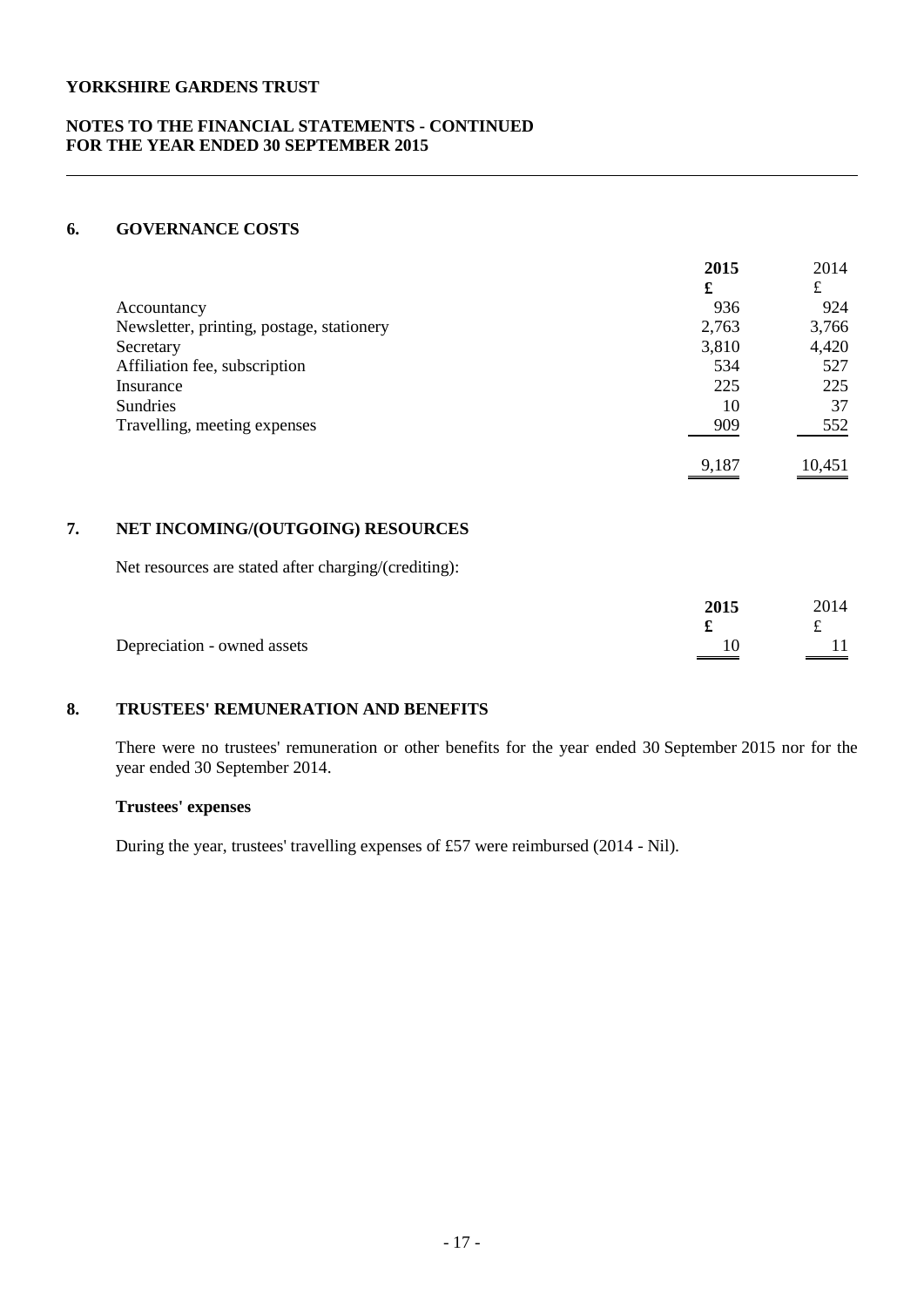**YORKSHIRE GARDENS TRUST**

**NOTES TO THE FINANCIAL STATEMENTS - CONTINUED**
**FOR THE YEAR ENDED 30 SEPTEMBER 2015**

## 6. GOVERNANCE COSTS

| | **2015** | 2014 |
|---|---|---|
| | **£** | £ |
| Accountancy | 936 | 924 |
| Newsletter, printing, postage, stationery | 2,763 | 3,766 |
| Secretary | 3,810 | 4,420 |
| Affiliation fee, subscription | 534 | 527 |
| Insurance | 225 | 225 |
| Sundries | 10 | 37 |
| Travelling, meeting expenses | 909 | 552 |
| | 9,187 | 10,451 |

## 7. NET INCOMING/(OUTGOING) RESOURCES

Net resources are stated after charging/(crediting):

| | **2015** | 2014 |
|---|---|---|
| | **£** | £ |
| Depreciation - owned assets | 10 | 11 |

## 8. TRUSTEES' REMUNERATION AND BENEFITS

There were no trustees' remuneration or other benefits for the year ended 30 September 2015 nor for the year ended 30 September 2014.

**Trustees' expenses**

During the year, trustees' travelling expenses of £57 were reimbursed (2014 - Nil).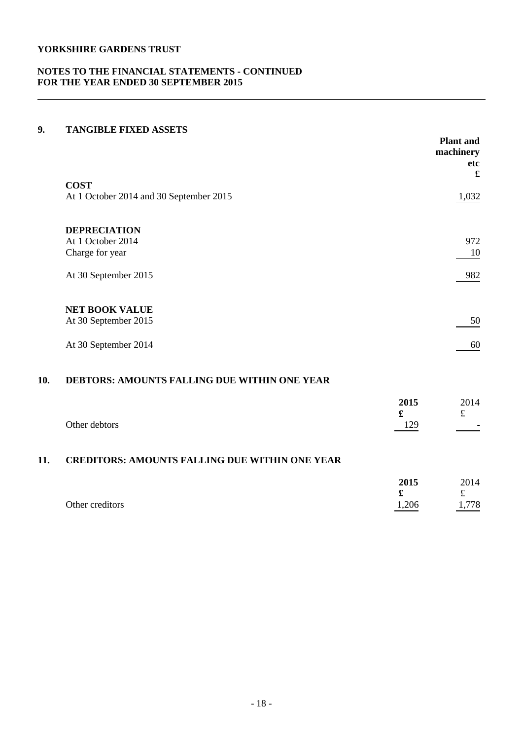**YORKSHIRE GARDENS TRUST**

**NOTES TO THE FINANCIAL STATEMENTS - CONTINUED**
**FOR THE YEAR ENDED 30 SEPTEMBER 2015**

## 9. TANGIBLE FIXED ASSETS

| | Plant and machinery etc £ |
|---|---|
| **COST** | |
| At 1 October 2014 and 30 September 2015 | 1,032 |
| **DEPRECIATION** | |
| At 1 October 2014 | 972 |
| Charge for year | 10 |
| At 30 September 2015 | 982 |
| **NET BOOK VALUE** | |
| At 30 September 2015 | 50 |
| At 30 September 2014 | 60 |

## 10. DEBTORS: AMOUNTS FALLING DUE WITHIN ONE YEAR

| | 2015 £ | 2014 £ |
|---|---|---|
| Other debtors | 129 | - |

## 11. CREDITORS: AMOUNTS FALLING DUE WITHIN ONE YEAR

| | 2015 £ | 2014 £ |
|---|---|---|
| Other creditors | 1,206 | 1,778 |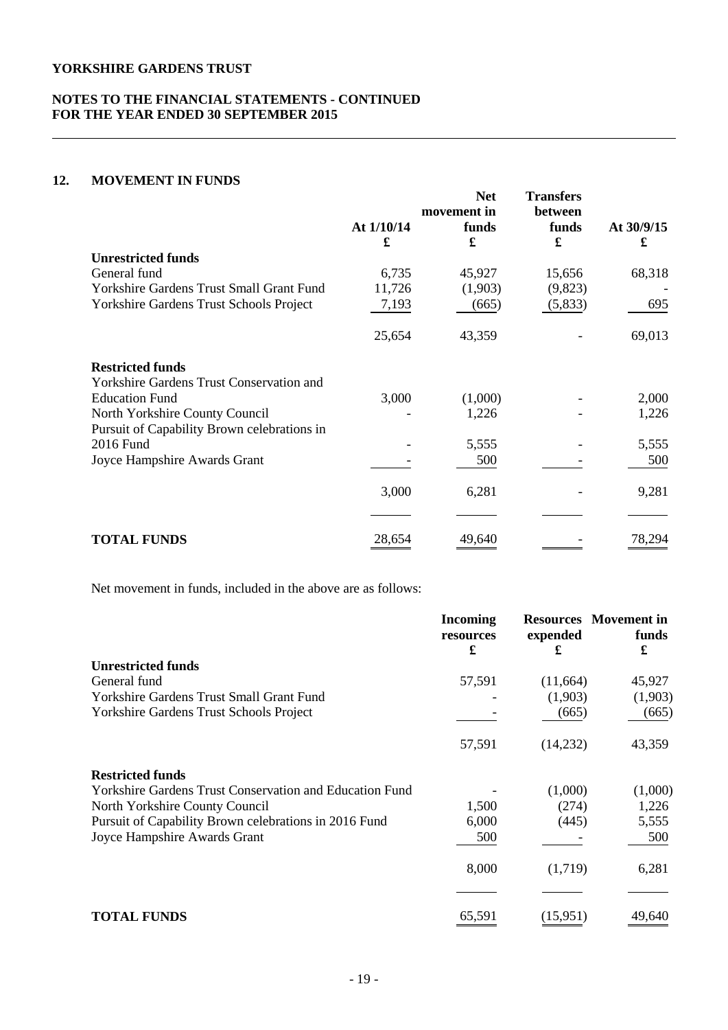## 12. MOVEMENT IN FUNDS

| | At 1/10/14 £ | Net movement in funds £ | Transfers between funds £ | At 30/9/15 £ |
|---|---|---|---|---|
| **Unrestricted funds** | | | | |
| General fund | 6,735 | 45,927 | 15,656 | 68,318 |
| Yorkshire Gardens Trust Small Grant Fund | 11,726 | (1,903) | (9,823) | - |
| Yorkshire Gardens Trust Schools Project | 7,193 | (665) | (5,833) | 695 |
| | 25,654 | 43,359 | - | 69,013 |
| **Restricted funds** | | | | |
| Yorkshire Gardens Trust Conservation and Education Fund | 3,000 | (1,000) | - | 2,000 |
| North Yorkshire County Council | - | 1,226 | - | 1,226 |
| Pursuit of Capability Brown celebrations in 2016 Fund | - | 5,555 | - | 5,555 |
| Joyce Hampshire Awards Grant | - | 500 | - | 500 |
| | 3,000 | 6,281 | - | 9,281 |
| **TOTAL FUNDS** | 28,654 | 49,640 | - | 78,294 |

Net movement in funds, included in the above are as follows:

| | Incoming resources £ | Resources expended £ | Movement in funds £ |
|---|---|---|---|
| **Unrestricted funds** | | | |
| General fund | 57,591 | (11,664) | 45,927 |
| Yorkshire Gardens Trust Small Grant Fund | - | (1,903) | (1,903) |
| Yorkshire Gardens Trust Schools Project | - | (665) | (665) |
| | 57,591 | (14,232) | 43,359 |
| **Restricted funds** | | | |
| Yorkshire Gardens Trust Conservation and Education Fund | - | (1,000) | (1,000) |
| North Yorkshire County Council | 1,500 | (274) | 1,226 |
| Pursuit of Capability Brown celebrations in 2016 Fund | 6,000 | (445) | 5,555 |
| Joyce Hampshire Awards Grant | 500 | - | 500 |
| | 8,000 | (1,719) | 6,281 |
| **TOTAL FUNDS** | 65,591 | (15,951) | 49,640 |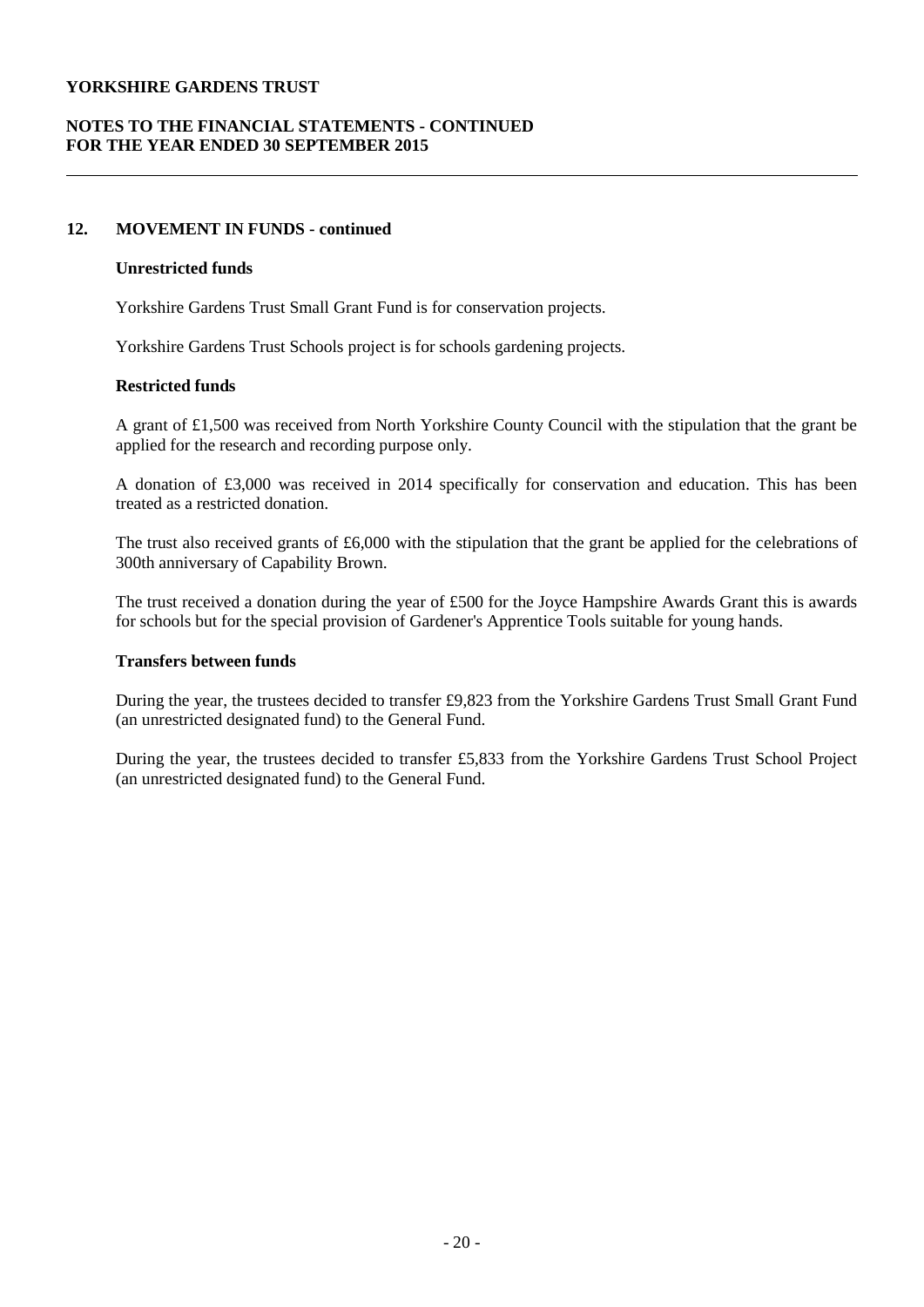## 12. MOVEMENT IN FUNDS - continued

### Unrestricted funds

Yorkshire Gardens Trust Small Grant Fund is for conservation projects.

Yorkshire Gardens Trust Schools project is for schools gardening projects.

### Restricted funds

A grant of £1,500 was received from North Yorkshire County Council with the stipulation that the grant be applied for the research and recording purpose only.

A donation of £3,000 was received in 2014 specifically for conservation and education. This has been treated as a restricted donation.

The trust also received grants of £6,000 with the stipulation that the grant be applied for the celebrations of 300th anniversary of Capability Brown.

The trust received a donation during the year of £500 for the Joyce Hampshire Awards Grant this is awards for schools but for the special provision of Gardener's Apprentice Tools suitable for young hands.

### Transfers between funds

During the year, the trustees decided to transfer £9,823 from the Yorkshire Gardens Trust Small Grant Fund (an unrestricted designated fund) to the General Fund.

During the year, the trustees decided to transfer £5,833 from the Yorkshire Gardens Trust School Project (an unrestricted designated fund) to the General Fund.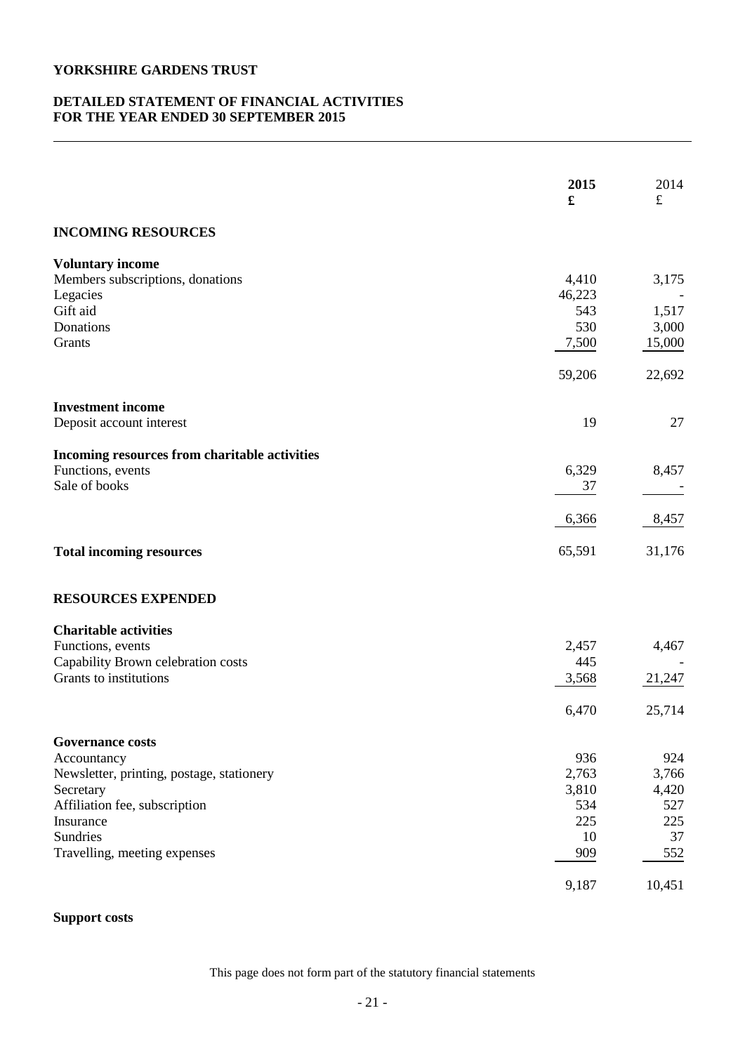**YORKSHIRE GARDENS TRUST**

**DETAILED STATEMENT OF FINANCIAL ACTIVITIES**
**FOR THE YEAR ENDED 30 SEPTEMBER 2015**

| | **2015** | 2014 |
|---|---|---|
| | **£** | £ |
| **INCOMING RESOURCES** | | |
| **Voluntary income** | | |
| Members subscriptions, donations | 4,410 | 3,175 |
| Legacies | 46,223 | - |
| Gift aid | 543 | 1,517 |
| Donations | 530 | 3,000 |
| Grants | 7,500 | 15,000 |
| | 59,206 | 22,692 |
| **Investment income** | | |
| Deposit account interest | 19 | 27 |
| **Incoming resources from charitable activities** | | |
| Functions, events | 6,329 | 8,457 |
| Sale of books | 37 | - |
| | 6,366 | 8,457 |
| **Total incoming resources** | 65,591 | 31,176 |
| **RESOURCES EXPENDED** | | |
| **Charitable activities** | | |
| Functions, events | 2,457 | 4,467 |
| Capability Brown celebration costs | 445 | - |
| Grants to institutions | 3,568 | 21,247 |
| | 6,470 | 25,714 |
| **Governance costs** | | |
| Accountancy | 936 | 924 |
| Newsletter, printing, postage, stationery | 2,763 | 3,766 |
| Secretary | 3,810 | 4,420 |
| Affiliation fee, subscription | 534 | 527 |
| Insurance | 225 | 225 |
| Sundries | 10 | 37 |
| Travelling, meeting expenses | 909 | 552 |
| | 9,187 | 10,451 |

**Support costs**

This page does not form part of the statutory financial statements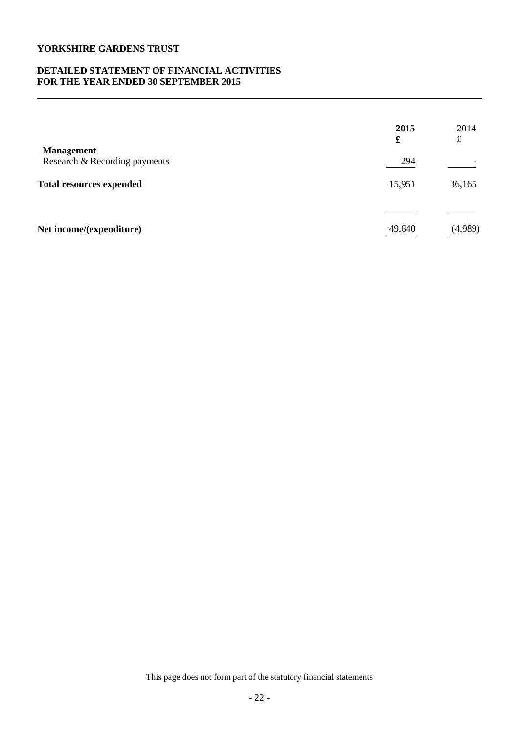# YORKSHIRE GARDENS TRUST

## DETAILED STATEMENT OF FINANCIAL ACTIVITIES
## FOR THE YEAR ENDED 30 SEPTEMBER 2015

| | 2015<br>£ | 2014<br>£ |
|---|---|---|
| **Management** | | |
| Research & Recording payments | 294 | - |
| **Total resources expended** | 15,951 | 36,165 |
| **Net income/(expenditure)** | 49,640 | (4,989) |

This page does not form part of the statutory financial statements